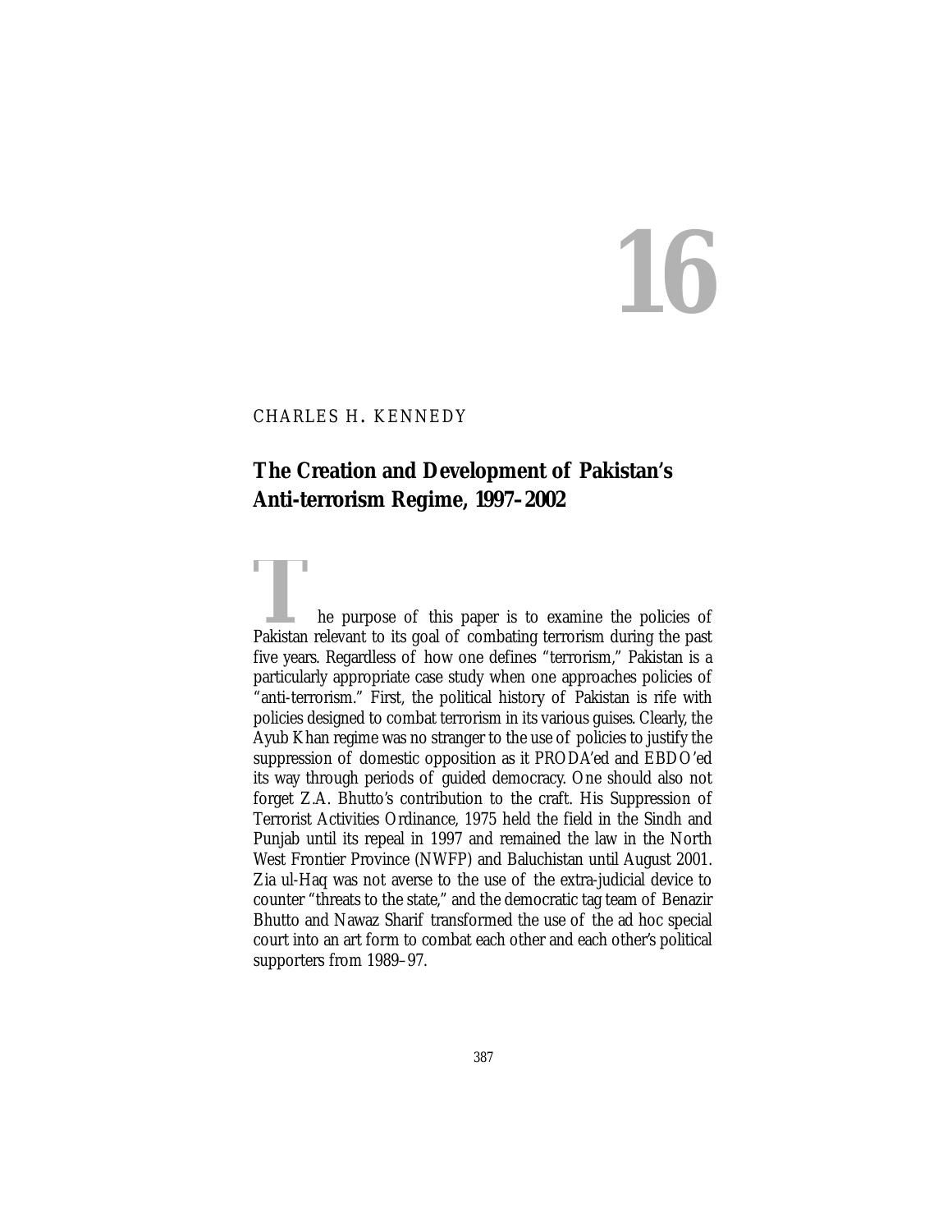# 16

CHARLES H. KENNEDY

## The Creation and Development of Pakistan's Anti-terrorism Regime, 1997–2002

The purpose of this paper is to examine the policies of Pakistan relevant to its goal of combating terrorism during the past five years. Regardless of how one defines "terrorism," Pakistan is a particularly appropriate case study when one approaches policies of "anti-terrorism." First, the political history of Pakistan is rife with policies designed to combat terrorism in its various guises. Clearly, the Ayub Khan regime was no stranger to the use of policies to justify the suppression of domestic opposition as it PRODA'ed and EBDO'ed its way through periods of guided democracy. One should also not forget Z.A. Bhutto's contribution to the craft. His Suppression of Terrorist Activities Ordinance, 1975 held the field in the Sindh and Punjab until its repeal in 1997 and remained the law in the North West Frontier Province (NWFP) and Baluchistan until August 2001. Zia ul-Haq was not averse to the use of the extra-judicial device to counter "threats to the state," and the democratic tag team of Benazir Bhutto and Nawaz Sharif transformed the use of the ad hoc special court into an art form to combat each other and each other's political supporters from 1989–97.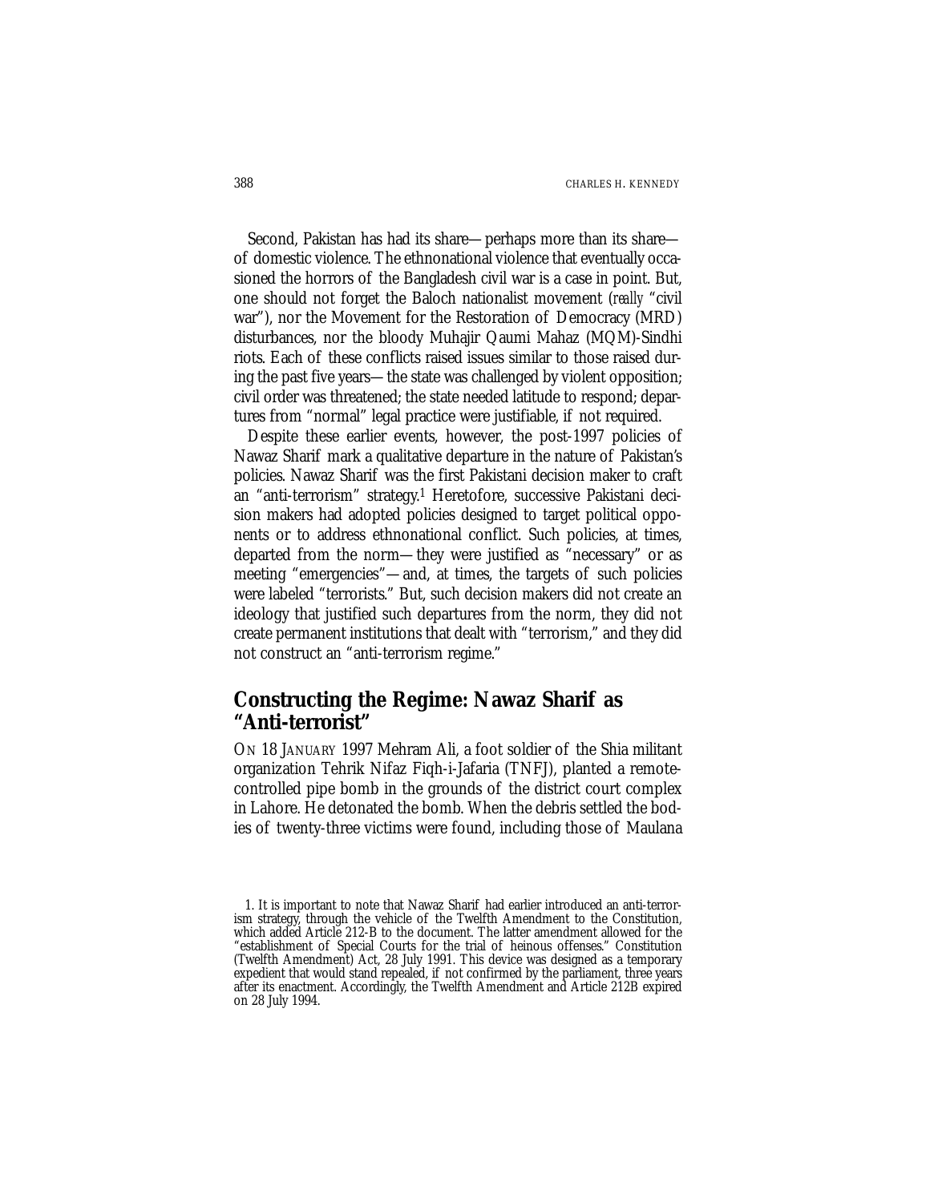Second, Pakistan has had its share—perhaps more than its share—of domestic violence. The ethnonational violence that eventually occasioned the horrors of the Bangladesh civil war is a case in point. But, one should not forget the Baloch nationalist movement (*really* "civil war"), nor the Movement for the Restoration of Democracy (MRD) disturbances, nor the bloody Muhajir Qaumi Mahaz (MQM)-Sindhi riots. Each of these conflicts raised issues similar to those raised during the past five years—the state was challenged by violent opposition; civil order was threatened; the state needed latitude to respond; departures from "normal" legal practice were justifiable, if not required.

Despite these earlier events, however, the post-1997 policies of Nawaz Sharif mark a qualitative departure in the nature of Pakistan's policies. Nawaz Sharif was the first Pakistani decision maker to craft an "anti-terrorism" strategy.[1] Heretofore, successive Pakistani decision makers had adopted policies designed to target political opponents or to address ethnonational conflict. Such policies, at times, departed from the norm—they were justified as "necessary" or as meeting "emergencies"—and, at times, the targets of such policies were labeled "terrorists." But, such decision makers did not create an ideology that justified such departures from the norm, they did not create permanent institutions that dealt with "terrorism," and they did not construct an "anti-terrorism regime."

## Constructing the Regime: Nawaz Sharif as "Anti-terrorist"

ON 18 JANUARY 1997 Mehram Ali, a foot soldier of the Shia militant organization Tehrik Nifaz Fiqh-i-Jafaria (TNFJ), planted a remote-controlled pipe bomb in the grounds of the district court complex in Lahore. He detonated the bomb. When the debris settled the bodies of twenty-three victims were found, including those of Maulana

1. It is important to note that Nawaz Sharif had earlier introduced an anti-terrorism strategy, through the vehicle of the Twelfth Amendment to the Constitution, which added Article 212-B to the document. The latter amendment allowed for the "establishment of Special Courts for the trial of heinous offenses." Constitution (Twelfth Amendment) Act, 28 July 1991. This device was designed as a temporary expedient that would stand repealed, if not confirmed by the parliament, three years after its enactment. Accordingly, the Twelfth Amendment and Article 212B expired on 28 July 1994.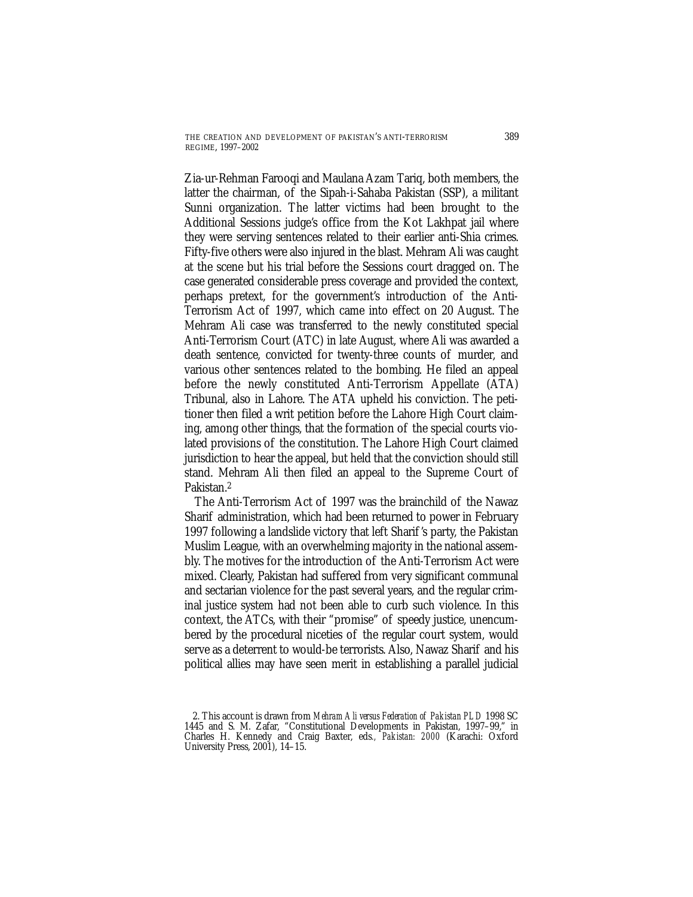Zia-ur-Rehman Farooqi and Maulana Azam Tariq, both members, the latter the chairman, of the Sipah-i-Sahaba Pakistan (SSP), a militant Sunni organization. The latter victims had been brought to the Additional Sessions judge's office from the Kot Lakhpat jail where they were serving sentences related to their earlier anti-Shia crimes. Fifty-five others were also injured in the blast. Mehram Ali was caught at the scene but his trial before the Sessions court dragged on. The case generated considerable press coverage and provided the context, perhaps pretext, for the government's introduction of the Anti-Terrorism Act of 1997, which came into effect on 20 August. The Mehram Ali case was transferred to the newly constituted special Anti-Terrorism Court (ATC) in late August, where Ali was awarded a death sentence, convicted for twenty-three counts of murder, and various other sentences related to the bombing. He filed an appeal before the newly constituted Anti-Terrorism Appellate (ATA) Tribunal, also in Lahore. The ATA upheld his conviction. The petitioner then filed a writ petition before the Lahore High Court claiming, among other things, that the formation of the special courts violated provisions of the constitution. The Lahore High Court claimed jurisdiction to hear the appeal, but held that the conviction should still stand. Mehram Ali then filed an appeal to the Supreme Court of Pakistan.[2]

The Anti-Terrorism Act of 1997 was the brainchild of the Nawaz Sharif administration, which had been returned to power in February 1997 following a landslide victory that left Sharif's party, the Pakistan Muslim League, with an overwhelming majority in the national assembly. The motives for the introduction of the Anti-Terrorism Act were mixed. Clearly, Pakistan had suffered from very significant communal and sectarian violence for the past several years, and the regular criminal justice system had not been able to curb such violence. In this context, the ATCs, with their "promise" of speedy justice, unencumbered by the procedural niceties of the regular court system, would serve as a deterrent to would-be terrorists. Also, Nawaz Sharif and his political allies may have seen merit in establishing a parallel judicial

2. This account is drawn from *Mehram Ali versus Federation of Pakistan PLD* 1998 SC 1445 and S. M. Zafar, "Constitutional Developments in Pakistan, 1997–99," in Charles H. Kennedy and Craig Baxter, eds., *Pakistan: 2000* (Karachi: Oxford University Press, 2001), 14–15.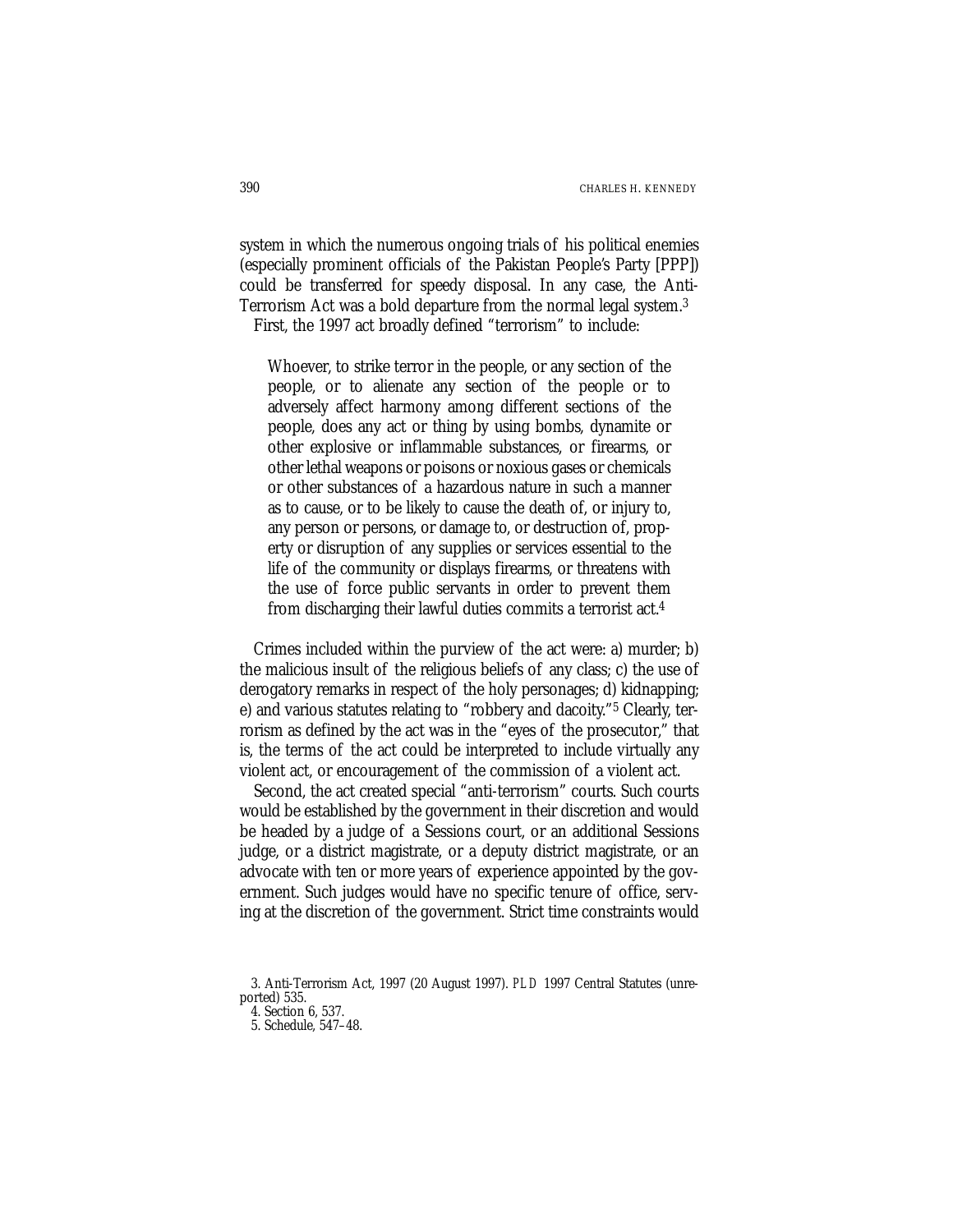system in which the numerous ongoing trials of his political enemies (especially prominent officials of the Pakistan People's Party [PPP]) could be transferred for speedy disposal. In any case, the Anti-Terrorism Act was a bold departure from the normal legal system.[3]

First, the 1997 act broadly defined "terrorism" to include:

> Whoever, to strike terror in the people, or any section of the people, or to alienate any section of the people or to adversely affect harmony among different sections of the people, does any act or thing by using bombs, dynamite or other explosive or inflammable substances, or firearms, or other lethal weapons or poisons or noxious gases or chemicals or other substances of a hazardous nature in such a manner as to cause, or to be likely to cause the death of, or injury to, any person or persons, or damage to, or destruction of, property or disruption of any supplies or services essential to the life of the community or displays firearms, or threatens with the use of force public servants in order to prevent them from discharging their lawful duties commits a terrorist act.[4]

Crimes included within the purview of the act were: a) murder; b) the malicious insult of the religious beliefs of any class; c) the use of derogatory remarks in respect of the holy personages; d) kidnapping; e) and various statutes relating to "robbery and dacoity."[5] Clearly, terrorism as defined by the act was in the "eyes of the prosecutor," that is, the terms of the act could be interpreted to include virtually any violent act, or encouragement of the commission of a violent act.

Second, the act created special "anti-terrorism" courts. Such courts would be established by the government in their discretion and would be headed by a judge of a Sessions court, or an additional Sessions judge, or a district magistrate, or a deputy district magistrate, or an advocate with ten or more years of experience appointed by the government. Such judges would have no specific tenure of office, serving at the discretion of the government. Strict time constraints would

---

3. Anti-Terrorism Act, 1997 (20 August 1997). *PLD* 1997 Central Statutes (unreported) 535.

4. Section 6, 537.

5. Schedule, 547–48.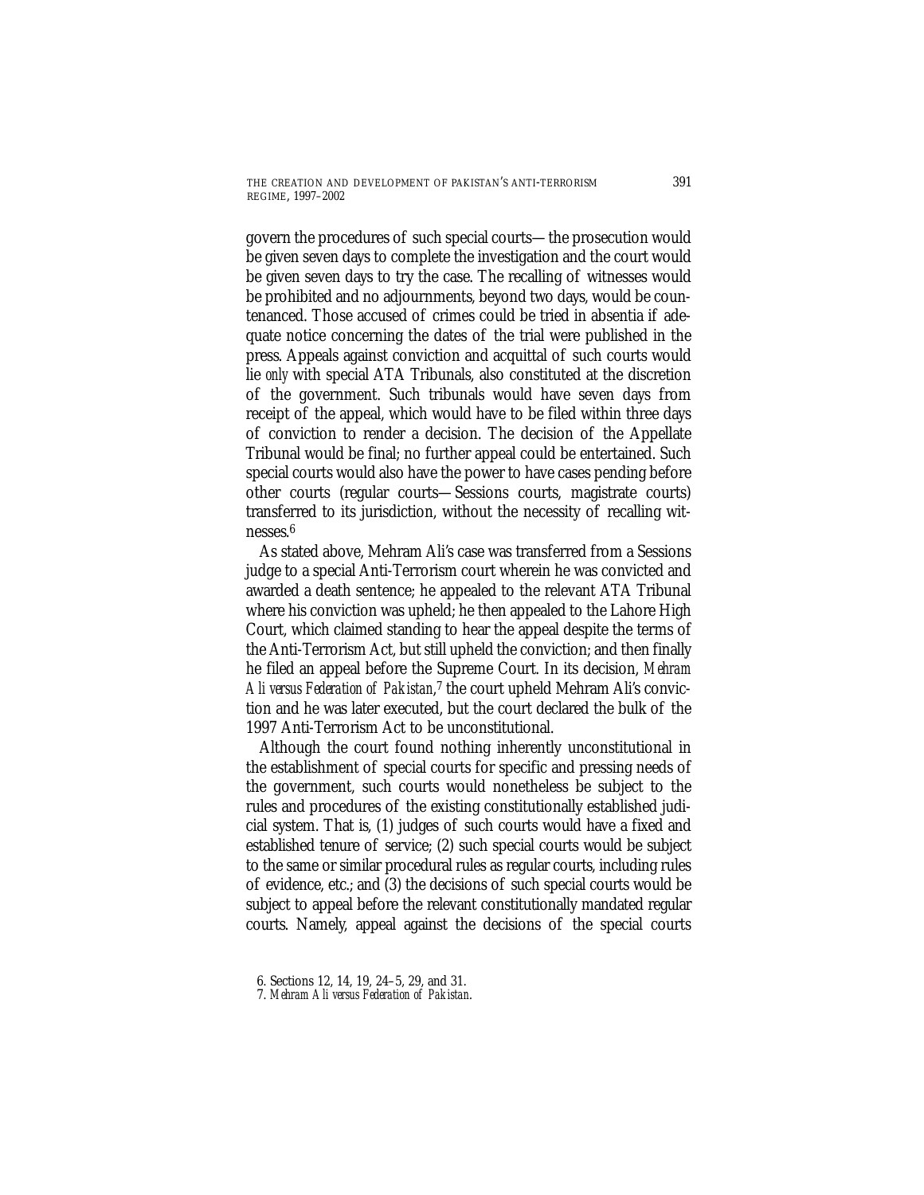govern the procedures of such special courts—the prosecution would be given seven days to complete the investigation and the court would be given seven days to try the case. The recalling of witnesses would be prohibited and no adjournments, beyond two days, would be countenanced. Those accused of crimes could be tried in absentia if adequate notice concerning the dates of the trial were published in the press. Appeals against conviction and acquittal of such courts would lie *only* with special ATA Tribunals, also constituted at the discretion of the government. Such tribunals would have seven days from receipt of the appeal, which would have to be filed within three days of conviction to render a decision. The decision of the Appellate Tribunal would be final; no further appeal could be entertained. Such special courts would also have the power to have cases pending before other courts (regular courts—Sessions courts, magistrate courts) transferred to its jurisdiction, without the necessity of recalling witnesses.[6]

As stated above, Mehram Ali's case was transferred from a Sessions judge to a special Anti-Terrorism court wherein he was convicted and awarded a death sentence; he appealed to the relevant ATA Tribunal where his conviction was upheld; he then appealed to the Lahore High Court, which claimed standing to hear the appeal despite the terms of the Anti-Terrorism Act, but still upheld the conviction; and then finally he filed an appeal before the Supreme Court. In its decision, *Mehram Ali versus Federation of Pakistan*,[7] the court upheld Mehram Ali's conviction and he was later executed, but the court declared the bulk of the 1997 Anti-Terrorism Act to be unconstitutional.

Although the court found nothing inherently unconstitutional in the establishment of special courts for specific and pressing needs of the government, such courts would nonetheless be subject to the rules and procedures of the existing constitutionally established judicial system. That is, (1) judges of such courts would have a fixed and established tenure of service; (2) such special courts would be subject to the same or similar procedural rules as regular courts, including rules of evidence, etc.; and (3) the decisions of such special courts would be subject to appeal before the relevant constitutionally mandated regular courts. Namely, appeal against the decisions of the special courts

6. Sections 12, 14, 19, 24–5, 29, and 31.
7. *Mehram Ali versus Federation of Pakistan*.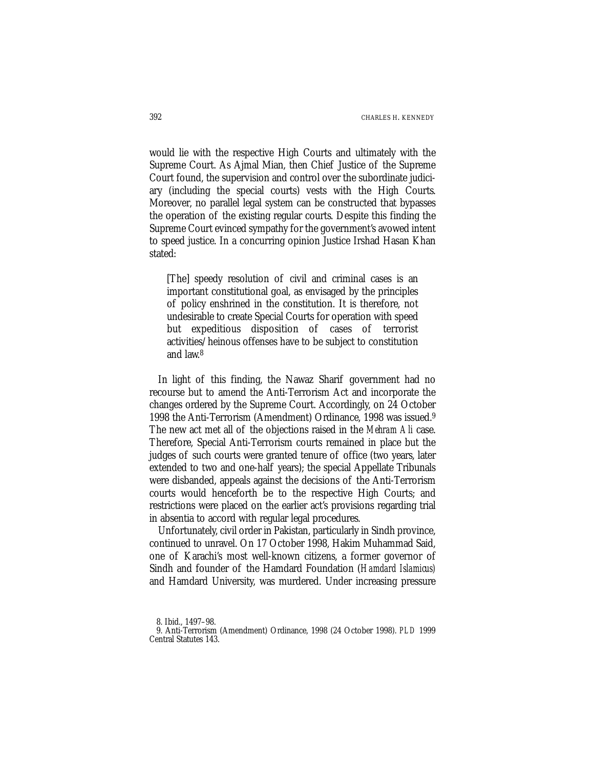would lie with the respective High Courts and ultimately with the Supreme Court. As Ajmal Mian, then Chief Justice of the Supreme Court found, the supervision and control over the subordinate judiciary (including the special courts) vests with the High Courts. Moreover, no parallel legal system can be constructed that bypasses the operation of the existing regular courts. Despite this finding the Supreme Court evinced sympathy for the government's avowed intent to speed justice. In a concurring opinion Justice Irshad Hasan Khan stated:

> [The] speedy resolution of civil and criminal cases is an important constitutional goal, as envisaged by the principles of policy enshrined in the constitution. It is therefore, not undesirable to create Special Courts for operation with speed but expeditious disposition of cases of terrorist activities/heinous offenses have to be subject to constitution and law.[8]

In light of this finding, the Nawaz Sharif government had no recourse but to amend the Anti-Terrorism Act and incorporate the changes ordered by the Supreme Court. Accordingly, on 24 October 1998 the Anti-Terrorism (Amendment) Ordinance, 1998 was issued.[9] The new act met all of the objections raised in the *Mehram Ali* case. Therefore, Special Anti-Terrorism courts remained in place but the judges of such courts were granted tenure of office (two years, later extended to two and one-half years); the special Appellate Tribunals were disbanded, appeals against the decisions of the Anti-Terrorism courts would henceforth be to the respective High Courts; and restrictions were placed on the earlier act's provisions regarding trial in absentia to accord with regular legal procedures.

Unfortunately, civil order in Pakistan, particularly in Sindh province, continued to unravel. On 17 October 1998, Hakim Muhammad Said, one of Karachi's most well-known citizens, a former governor of Sindh and founder of the Hamdard Foundation (*Hamdard Islamicus*) and Hamdard University, was murdered. Under increasing pressure

8. Ibid., 1497–98.

9. Anti-Terrorism (Amendment) Ordinance, 1998 (24 October 1998). *PLD* 1999 Central Statutes 143.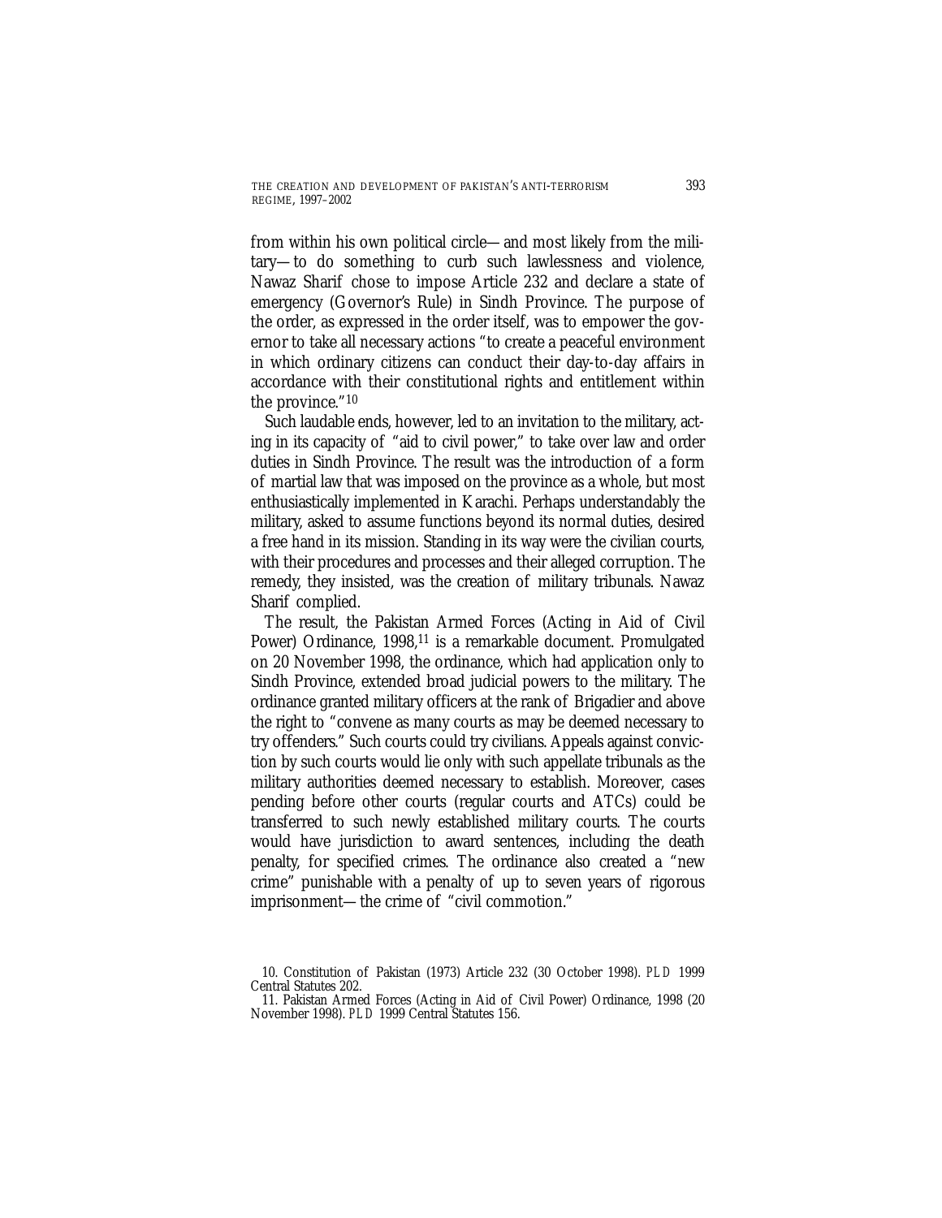from within his own political circle—and most likely from the military—to do something to curb such lawlessness and violence, Nawaz Sharif chose to impose Article 232 and declare a state of emergency (Governor's Rule) in Sindh Province. The purpose of the order, as expressed in the order itself, was to empower the governor to take all necessary actions "to create a peaceful environment in which ordinary citizens can conduct their day-to-day affairs in accordance with their constitutional rights and entitlement within the province."[10]

Such laudable ends, however, led to an invitation to the military, acting in its capacity of "aid to civil power," to take over law and order duties in Sindh Province. The result was the introduction of a form of martial law that was imposed on the province as a whole, but most enthusiastically implemented in Karachi. Perhaps understandably the military, asked to assume functions beyond its normal duties, desired a free hand in its mission. Standing in its way were the civilian courts, with their procedures and processes and their alleged corruption. The remedy, they insisted, was the creation of military tribunals. Nawaz Sharif complied.

The result, the Pakistan Armed Forces (Acting in Aid of Civil Power) Ordinance, 1998,[11] is a remarkable document. Promulgated on 20 November 1998, the ordinance, which had application only to Sindh Province, extended broad judicial powers to the military. The ordinance granted military officers at the rank of Brigadier and above the right to "convene as many courts as may be deemed necessary to try offenders." Such courts could try civilians. Appeals against conviction by such courts would lie only with such appellate tribunals as the military authorities deemed necessary to establish. Moreover, cases pending before other courts (regular courts and ATCs) could be transferred to such newly established military courts. The courts would have jurisdiction to award sentences, including the death penalty, for specified crimes. The ordinance also created a "new crime" punishable with a penalty of up to seven years of rigorous imprisonment—the crime of "civil commotion."

10. Constitution of Pakistan (1973) Article 232 (30 October 1998). *PLD* 1999 Central Statutes 202.

11. Pakistan Armed Forces (Acting in Aid of Civil Power) Ordinance, 1998 (20 November 1998). *PLD* 1999 Central Statutes 156.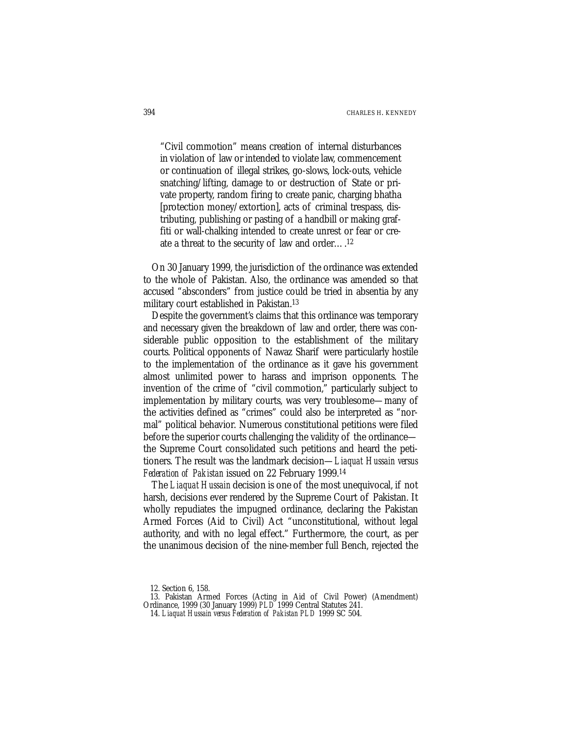> "Civil commotion" means creation of internal disturbances in violation of law or intended to violate law, commencement or continuation of illegal strikes, go-slows, lock-outs, vehicle snatching/lifting, damage to or destruction of State or private property, random firing to create panic, charging bhatha [protection money/extortion], acts of criminal trespass, distributing, publishing or pasting of a handbill or making graffiti or wall-chalking intended to create unrest or fear or create a threat to the security of law and order….[12]

On 30 January 1999, the jurisdiction of the ordinance was extended to the whole of Pakistan. Also, the ordinance was amended so that accused "absconders" from justice could be tried in absentia by any military court established in Pakistan.[13]

Despite the government's claims that this ordinance was temporary and necessary given the breakdown of law and order, there was considerable public opposition to the establishment of the military courts. Political opponents of Nawaz Sharif were particularly hostile to the implementation of the ordinance as it gave his government almost unlimited power to harass and imprison opponents. The invention of the crime of "civil commotion," particularly subject to implementation by military courts, was very troublesome—many of the activities defined as "crimes" could also be interpreted as "normal" political behavior. Numerous constitutional petitions were filed before the superior courts challenging the validity of the ordinance—the Supreme Court consolidated such petitions and heard the petitioners. The result was the landmark decision—*Liaquat Hussain versus Federation of Pakistan* issued on 22 February 1999.[14]

The *Liaquat Hussain* decision is one of the most unequivocal, if not harsh, decisions ever rendered by the Supreme Court of Pakistan. It wholly repudiates the impugned ordinance, declaring the Pakistan Armed Forces (Aid to Civil) Act "unconstitutional, without legal authority, and with no legal effect." Furthermore, the court, as per the unanimous decision of the nine-member full Bench, rejected the

---

12. Section 6, 158.

13. Pakistan Armed Forces (Acting in Aid of Civil Power) (Amendment) Ordinance, 1999 (30 January 1999) *PLD* 1999 Central Statutes 241.

14. *Liaquat Hussain versus Federation of Pakistan PLD* 1999 SC 504.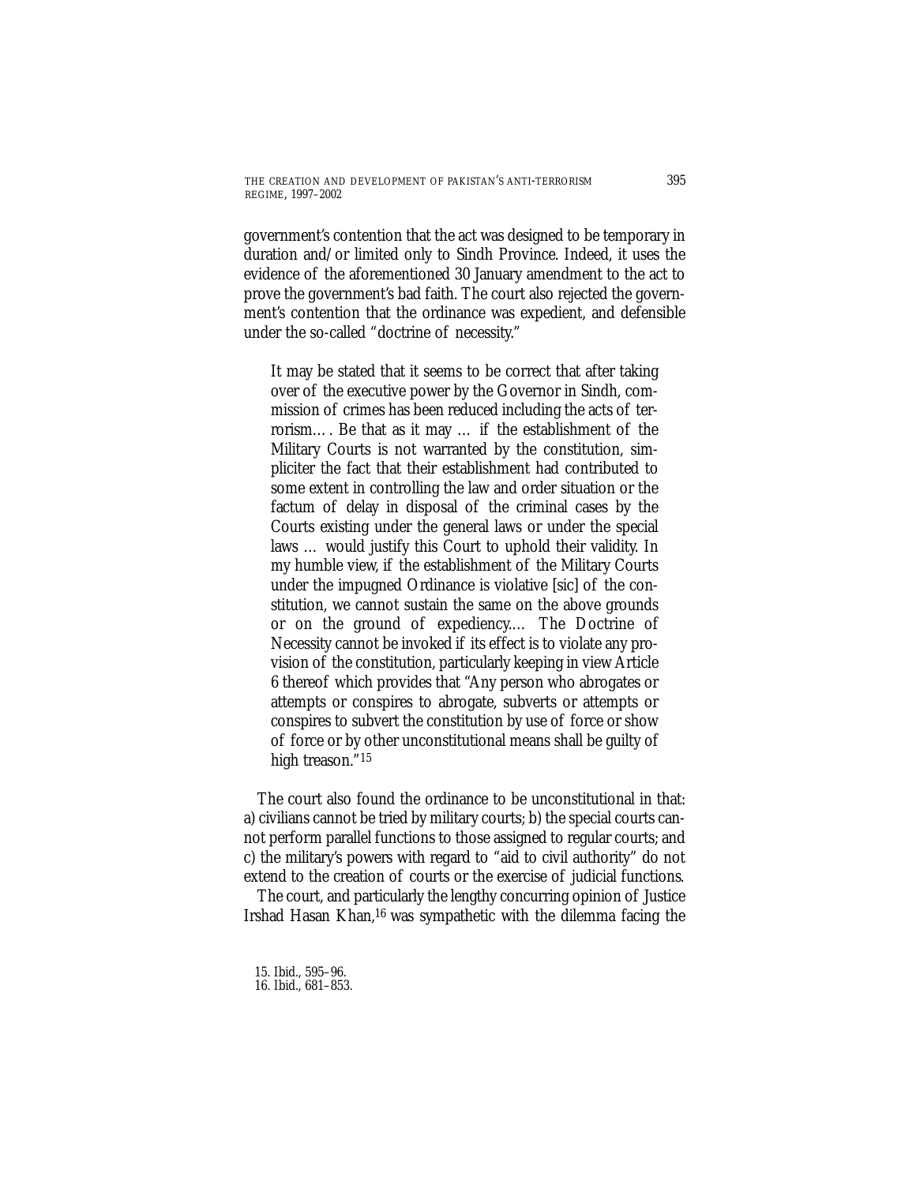government's contention that the act was designed to be temporary in duration and/or limited only to Sindh Province. Indeed, it uses the evidence of the aforementioned 30 January amendment to the act to prove the government's bad faith. The court also rejected the government's contention that the ordinance was expedient, and defensible under the so-called "doctrine of necessity."

> It may be stated that it seems to be correct that after taking over of the executive power by the Governor in Sindh, commission of crimes has been reduced including the acts of terrorism.… Be that as it may … if the establishment of the Military Courts is not warranted by the constitution, simpliciter the fact that their establishment had contributed to some extent in controlling the law and order situation or the factum of delay in disposal of the criminal cases by the Courts existing under the general laws or under the special laws … would justify this Court to uphold their validity. In my humble view, if the establishment of the Military Courts under the impugned Ordinance is violative [sic] of the constitution, we cannot sustain the same on the above grounds or on the ground of expediency.… The Doctrine of Necessity cannot be invoked if its effect is to violate any provision of the constitution, particularly keeping in view Article 6 thereof which provides that "Any person who abrogates or attempts or conspires to abrogate, subverts or attempts or conspires to subvert the constitution by use of force or show of force or by other unconstitutional means shall be guilty of high treason."[15]

The court also found the ordinance to be unconstitutional in that: a) civilians cannot be tried by military courts; b) the special courts cannot perform parallel functions to those assigned to regular courts; and c) the military's powers with regard to "aid to civil authority" do not extend to the creation of courts or the exercise of judicial functions.

The court, and particularly the lengthy concurring opinion of Justice Irshad Hasan Khan,[16] was sympathetic with the dilemma facing the

15. Ibid., 595–96.
16. Ibid., 681–853.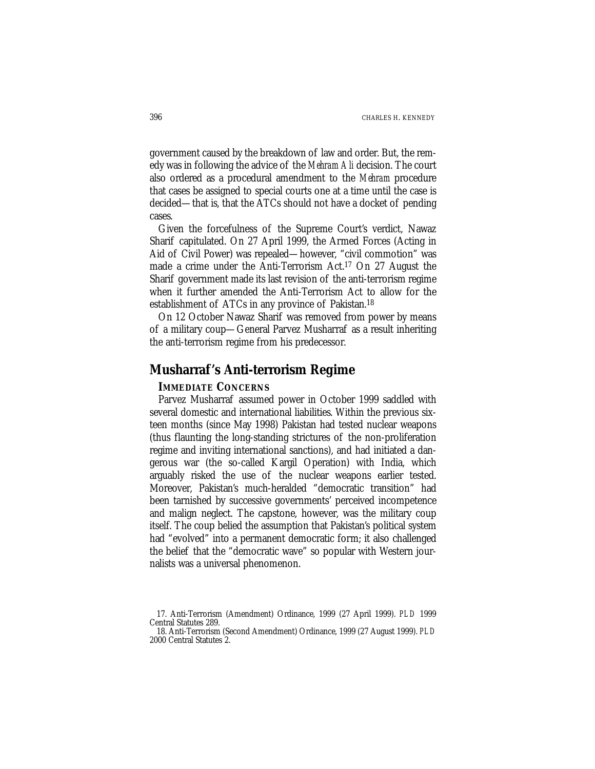government caused by the breakdown of law and order. But, the remedy was in following the advice of the *Mehram Ali* decision. The court also ordered as a procedural amendment to the *Mehram* procedure that cases be assigned to special courts one at a time until the case is decided—that is, that the ATCs should not have a docket of pending cases.

Given the forcefulness of the Supreme Court's verdict, Nawaz Sharif capitulated. On 27 April 1999, the Armed Forces (Acting in Aid of Civil Power) was repealed—however, "civil commotion" was made a crime under the Anti-Terrorism Act.[17] On 27 August the Sharif government made its last revision of the anti-terrorism regime when it further amended the Anti-Terrorism Act to allow for the establishment of ATCs in any province of Pakistan.[18]

On 12 October Nawaz Sharif was removed from power by means of a military coup—General Parvez Musharraf as a result inheriting the anti-terrorism regime from his predecessor.

## Musharraf's Anti-terrorism Regime

### IMMEDIATE CONCERNS

Parvez Musharraf assumed power in October 1999 saddled with several domestic and international liabilities. Within the previous sixteen months (since May 1998) Pakistan had tested nuclear weapons (thus flaunting the long-standing strictures of the non-proliferation regime and inviting international sanctions), and had initiated a dangerous war (the so-called Kargil Operation) with India, which arguably risked the use of the nuclear weapons earlier tested. Moreover, Pakistan's much-heralded "democratic transition" had been tarnished by successive governments' perceived incompetence and malign neglect. The capstone, however, was the military coup itself. The coup belied the assumption that Pakistan's political system had "evolved" into a permanent democratic form; it also challenged the belief that the "democratic wave" so popular with Western journalists was a universal phenomenon.

---

17. Anti-Terrorism (Amendment) Ordinance, 1999 (27 April 1999). *PLD* 1999 Central Statutes 289.

18. Anti-Terrorism (Second Amendment) Ordinance, 1999 (27 August 1999). *PLD* 2000 Central Statutes 2.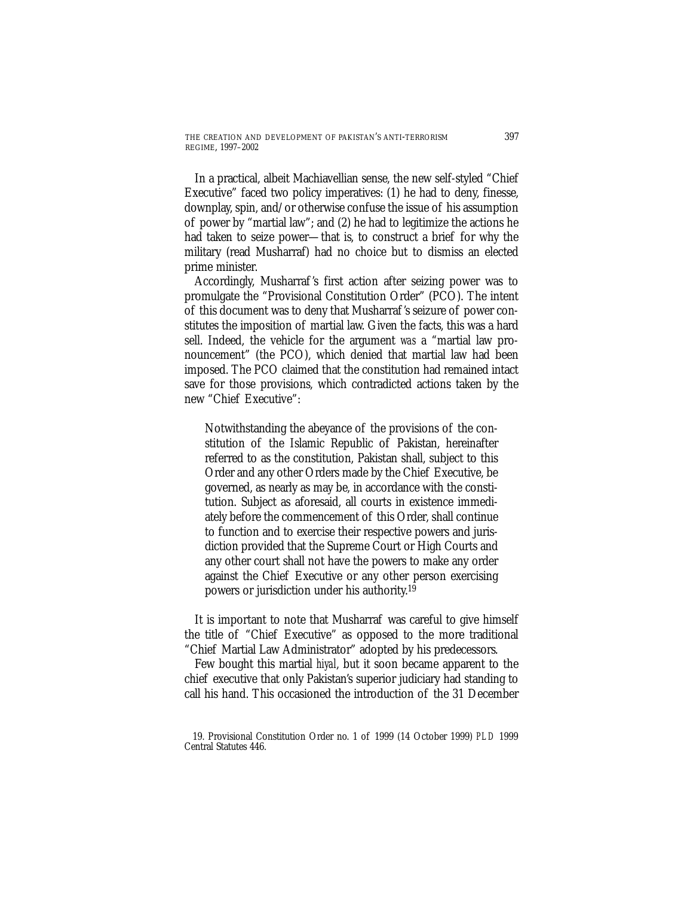In a practical, albeit Machiavellian sense, the new self-styled "Chief Executive" faced two policy imperatives: (1) he had to deny, finesse, downplay, spin, and/or otherwise confuse the issue of his assumption of power by "martial law"; and (2) he had to legitimize the actions he had taken to seize power—that is, to construct a brief for why the military (read Musharraf) had no choice but to dismiss an elected prime minister.

Accordingly, Musharraf's first action after seizing power was to promulgate the "Provisional Constitution Order" (PCO). The intent of this document was to deny that Musharraf's seizure of power constitutes the imposition of martial law. Given the facts, this was a hard sell. Indeed, the vehicle for the argument *was* a "martial law pronouncement" (the PCO), which denied that martial law had been imposed. The PCO claimed that the constitution had remained intact save for those provisions, which contradicted actions taken by the new "Chief Executive":

> Notwithstanding the abeyance of the provisions of the constitution of the Islamic Republic of Pakistan, hereinafter referred to as the constitution, Pakistan shall, subject to this Order and any other Orders made by the Chief Executive, be governed, as nearly as may be, in accordance with the constitution. Subject as aforesaid, all courts in existence immediately before the commencement of this Order, shall continue to function and to exercise their respective powers and jurisdiction provided that the Supreme Court or High Courts and any other court shall not have the powers to make any order against the Chief Executive or any other person exercising powers or jurisdiction under his authority.[19]

It is important to note that Musharraf was careful to give himself the title of "Chief Executive" as opposed to the more traditional "Chief Martial Law Administrator" adopted by his predecessors.

Few bought this martial *hiyal*, but it soon became apparent to the chief executive that only Pakistan's superior judiciary had standing to call his hand. This occasioned the introduction of the 31 December

19. Provisional Constitution Order no. 1 of 1999 (14 October 1999) *PLD* 1999 Central Statutes 446.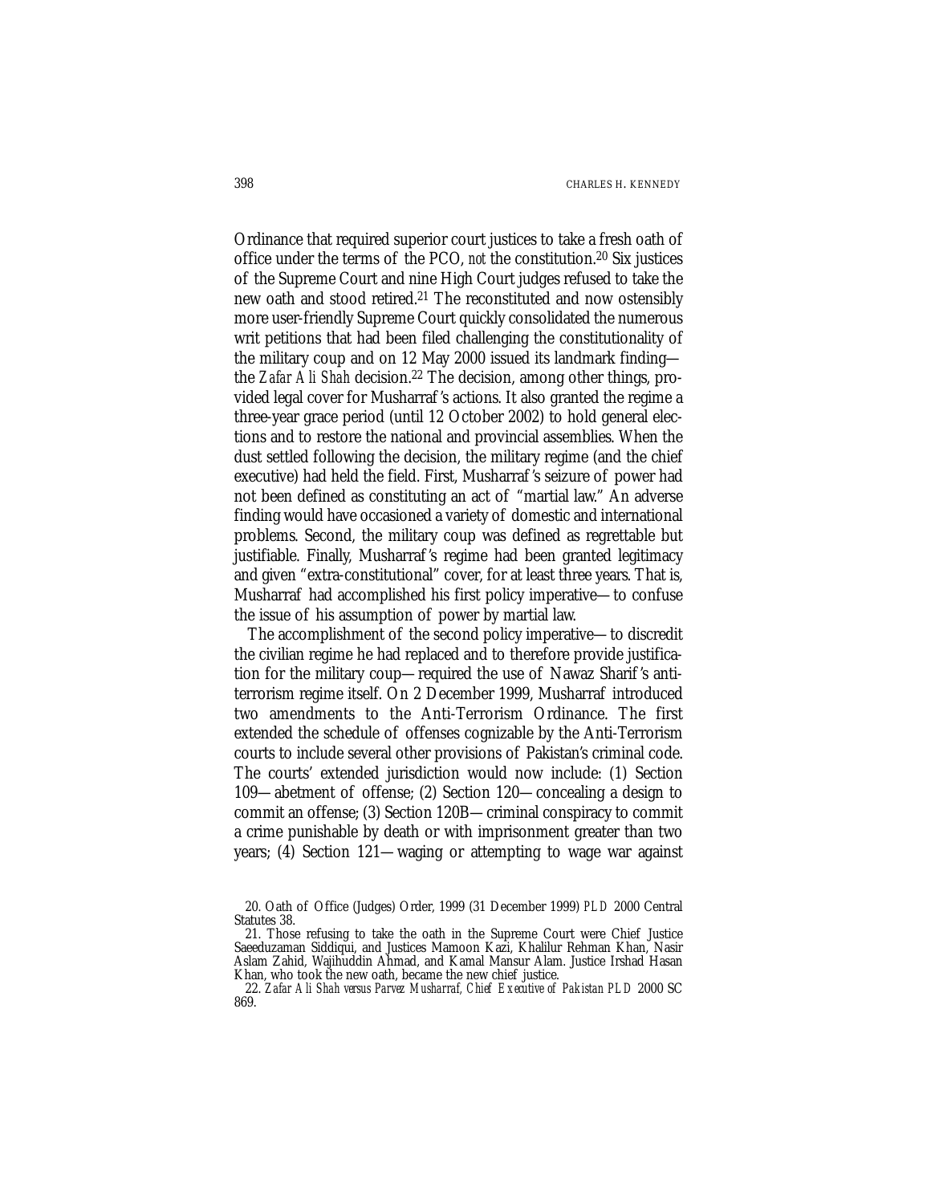Ordinance that required superior court justices to take a fresh oath of office under the terms of the PCO, *not* the constitution.[20] Six justices of the Supreme Court and nine High Court judges refused to take the new oath and stood retired.[21] The reconstituted and now ostensibly more user-friendly Supreme Court quickly consolidated the numerous writ petitions that had been filed challenging the constitutionality of the military coup and on 12 May 2000 issued its landmark finding—the *Zafar Ali Shah* decision.[22] The decision, among other things, provided legal cover for Musharraf's actions. It also granted the regime a three-year grace period (until 12 October 2002) to hold general elections and to restore the national and provincial assemblies. When the dust settled following the decision, the military regime (and the chief executive) had held the field. First, Musharraf's seizure of power had not been defined as constituting an act of "martial law." An adverse finding would have occasioned a variety of domestic and international problems. Second, the military coup was defined as regrettable but justifiable. Finally, Musharraf's regime had been granted legitimacy and given "extra-constitutional" cover, for at least three years. That is, Musharraf had accomplished his first policy imperative—to confuse the issue of his assumption of power by martial law.

The accomplishment of the second policy imperative—to discredit the civilian regime he had replaced and to therefore provide justification for the military coup—required the use of Nawaz Sharif's anti-terrorism regime itself. On 2 December 1999, Musharraf introduced two amendments to the Anti-Terrorism Ordinance. The first extended the schedule of offenses cognizable by the Anti-Terrorism courts to include several other provisions of Pakistan's criminal code. The courts' extended jurisdiction would now include: (1) Section 109—abetment of offense; (2) Section 120—concealing a design to commit an offense; (3) Section 120B—criminal conspiracy to commit a crime punishable by death or with imprisonment greater than two years; (4) Section 121—waging or attempting to wage war against

20. Oath of Office (Judges) Order, 1999 (31 December 1999) *PLD* 2000 Central Statutes 38.

21. Those refusing to take the oath in the Supreme Court were Chief Justice Saeeduzaman Siddiqui, and Justices Mamoon Kazi, Khalilur Rehman Khan, Nasir Aslam Zahid, Wajihuddin Ahmad, and Kamal Mansur Alam. Justice Irshad Hasan Khan, who took the new oath, became the new chief justice.

22. *Zafar Ali Shah versus Parvez Musharraf, Chief Executive of Pakistan PLD* 2000 SC 869.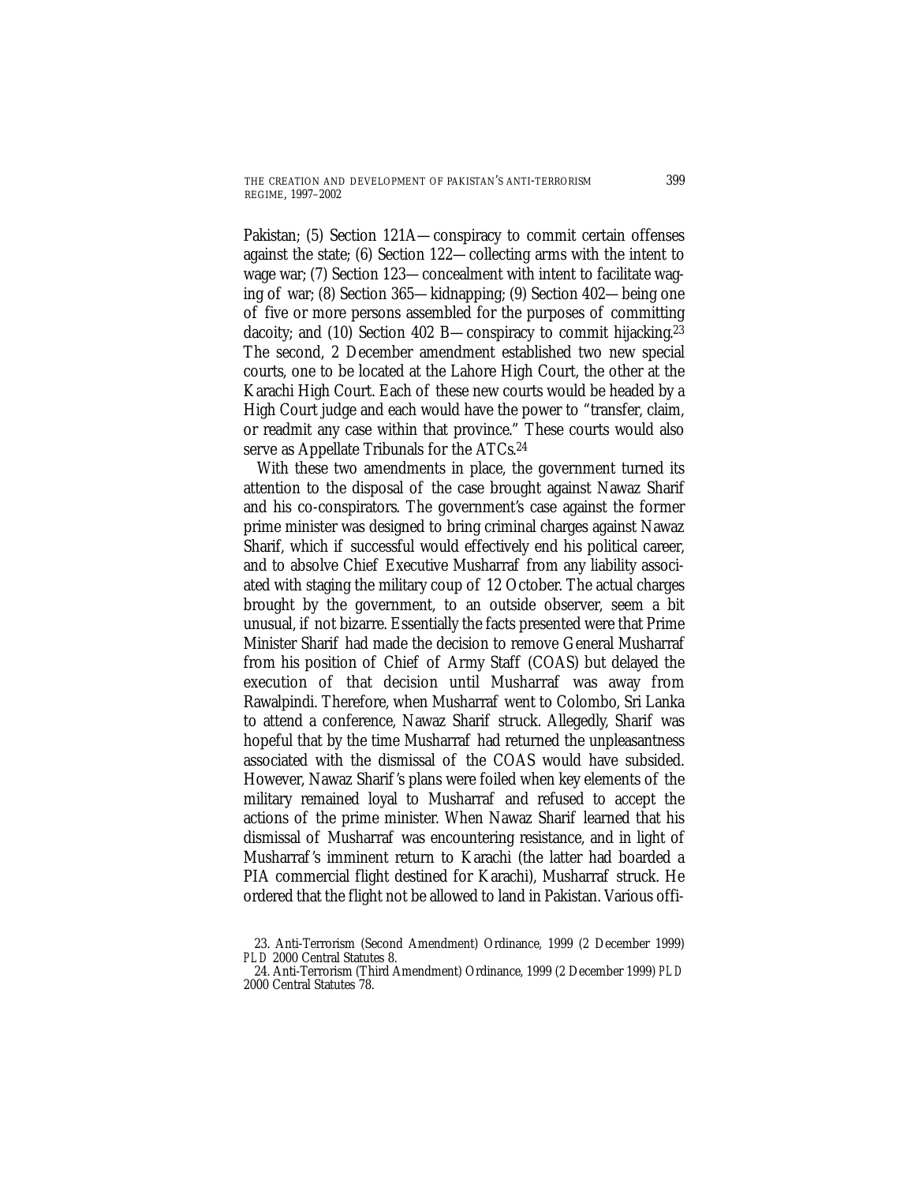Pakistan; (5) Section 121A—conspiracy to commit certain offenses against the state; (6) Section 122—collecting arms with the intent to wage war; (7) Section 123—concealment with intent to facilitate waging of war; (8) Section 365—kidnapping; (9) Section 402—being one of five or more persons assembled for the purposes of committing dacoity; and (10) Section 402 B—conspiracy to commit hijacking.[23] The second, 2 December amendment established two new special courts, one to be located at the Lahore High Court, the other at the Karachi High Court. Each of these new courts would be headed by a High Court judge and each would have the power to "transfer, claim, or readmit any case within that province." These courts would also serve as Appellate Tribunals for the ATCs.[24]

With these two amendments in place, the government turned its attention to the disposal of the case brought against Nawaz Sharif and his co-conspirators. The government's case against the former prime minister was designed to bring criminal charges against Nawaz Sharif, which if successful would effectively end his political career, and to absolve Chief Executive Musharraf from any liability associated with staging the military coup of 12 October. The actual charges brought by the government, to an outside observer, seem a bit unusual, if not bizarre. Essentially the facts presented were that Prime Minister Sharif had made the decision to remove General Musharraf from his position of Chief of Army Staff (COAS) but delayed the execution of that decision until Musharraf was away from Rawalpindi. Therefore, when Musharraf went to Colombo, Sri Lanka to attend a conference, Nawaz Sharif struck. Allegedly, Sharif was hopeful that by the time Musharraf had returned the unpleasantness associated with the dismissal of the COAS would have subsided. However, Nawaz Sharif's plans were foiled when key elements of the military remained loyal to Musharraf and refused to accept the actions of the prime minister. When Nawaz Sharif learned that his dismissal of Musharraf was encountering resistance, and in light of Musharraf's imminent return to Karachi (the latter had boarded a PIA commercial flight destined for Karachi), Musharraf struck. He ordered that the flight not be allowed to land in Pakistan. Various offi-

23. Anti-Terrorism (Second Amendment) Ordinance, 1999 (2 December 1999) *PLD* 2000 Central Statutes 8.

24. Anti-Terrorism (Third Amendment) Ordinance, 1999 (2 December 1999) *PLD* 2000 Central Statutes 78.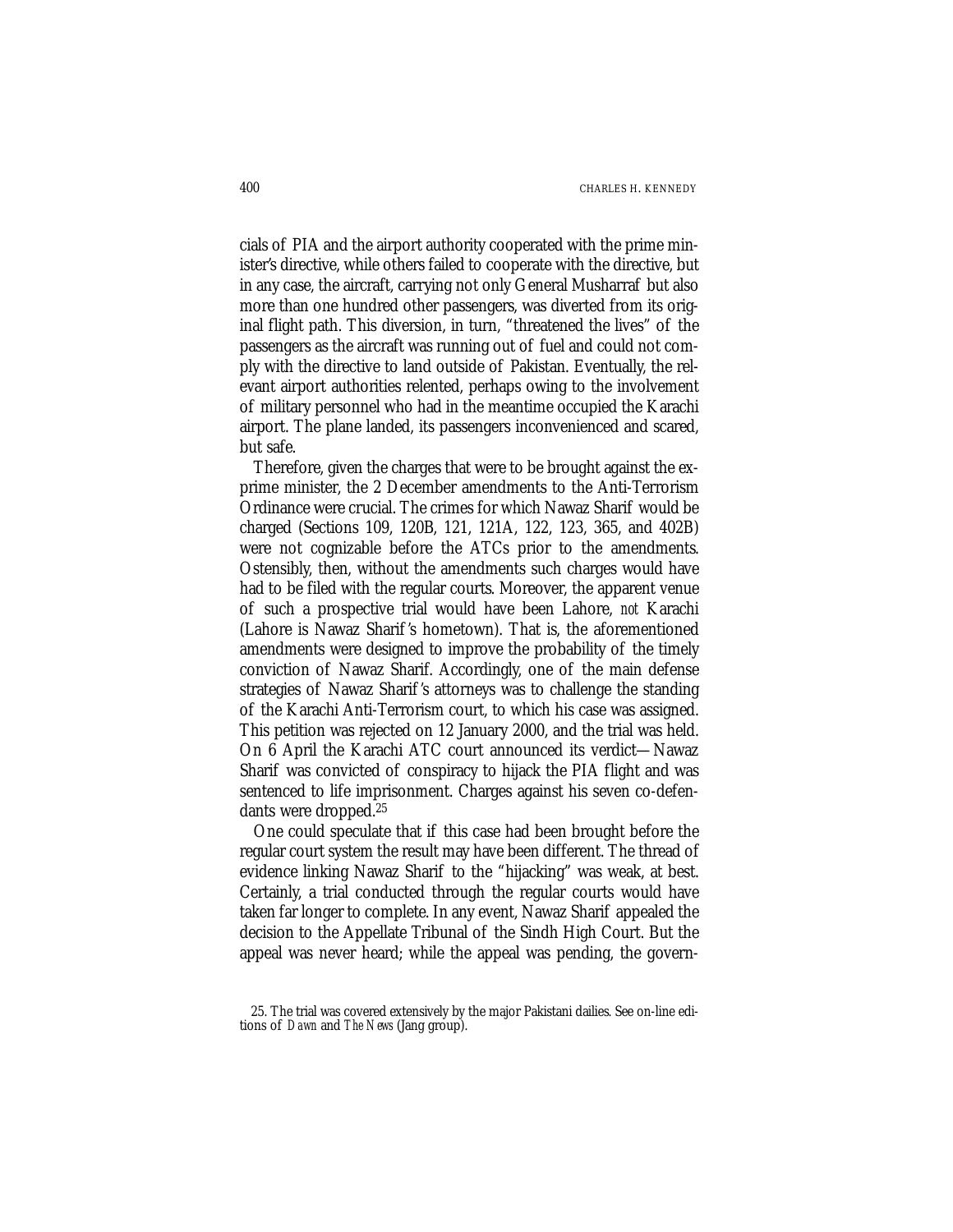cials of PIA and the airport authority cooperated with the prime minister's directive, while others failed to cooperate with the directive, but in any case, the aircraft, carrying not only General Musharraf but also more than one hundred other passengers, was diverted from its original flight path. This diversion, in turn, "threatened the lives" of the passengers as the aircraft was running out of fuel and could not comply with the directive to land outside of Pakistan. Eventually, the relevant airport authorities relented, perhaps owing to the involvement of military personnel who had in the meantime occupied the Karachi airport. The plane landed, its passengers inconvenienced and scared, but safe.

Therefore, given the charges that were to be brought against the ex-prime minister, the 2 December amendments to the Anti-Terrorism Ordinance were crucial. The crimes for which Nawaz Sharif would be charged (Sections 109, 120B, 121, 121A, 122, 123, 365, and 402B) were not cognizable before the ATCs prior to the amendments. Ostensibly, then, without the amendments such charges would have had to be filed with the regular courts. Moreover, the apparent venue of such a prospective trial would have been Lahore, *not* Karachi (Lahore is Nawaz Sharif's hometown). That is, the aforementioned amendments were designed to improve the probability of the timely conviction of Nawaz Sharif. Accordingly, one of the main defense strategies of Nawaz Sharif's attorneys was to challenge the standing of the Karachi Anti-Terrorism court, to which his case was assigned. This petition was rejected on 12 January 2000, and the trial was held. On 6 April the Karachi ATC court announced its verdict—Nawaz Sharif was convicted of conspiracy to hijack the PIA flight and was sentenced to life imprisonment. Charges against his seven co-defendants were dropped.[25]

One could speculate that if this case had been brought before the regular court system the result may have been different. The thread of evidence linking Nawaz Sharif to the "hijacking" was weak, at best. Certainly, a trial conducted through the regular courts would have taken far longer to complete. In any event, Nawaz Sharif appealed the decision to the Appellate Tribunal of the Sindh High Court. But the appeal was never heard; while the appeal was pending, the govern-

25. The trial was covered extensively by the major Pakistani dailies. See on-line editions of *Dawn* and *The News* (Jang group).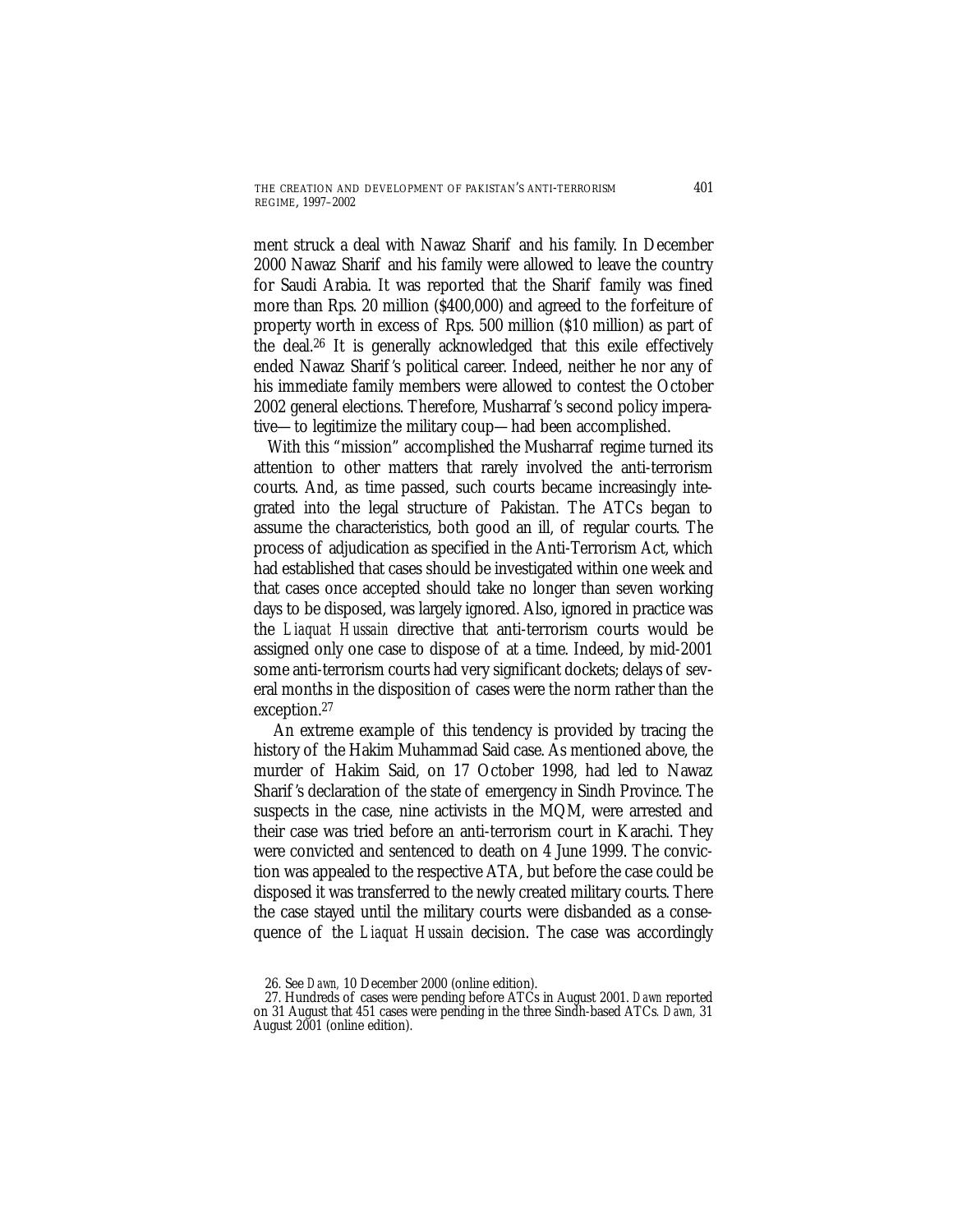ment struck a deal with Nawaz Sharif and his family. In December 2000 Nawaz Sharif and his family were allowed to leave the country for Saudi Arabia. It was reported that the Sharif family was fined more than Rps. 20 million ($400,000) and agreed to the forfeiture of property worth in excess of Rps. 500 million ($10 million) as part of the deal.[26] It is generally acknowledged that this exile effectively ended Nawaz Sharif's political career. Indeed, neither he nor any of his immediate family members were allowed to contest the October 2002 general elections. Therefore, Musharraf's second policy imperative—to legitimize the military coup—had been accomplished.

With this "mission" accomplished the Musharraf regime turned its attention to other matters that rarely involved the anti-terrorism courts. And, as time passed, such courts became increasingly integrated into the legal structure of Pakistan. The ATCs began to assume the characteristics, both good an ill, of regular courts. The process of adjudication as specified in the Anti-Terrorism Act, which had established that cases should be investigated within one week and that cases once accepted should take no longer than seven working days to be disposed, was largely ignored. Also, ignored in practice was the *Liaquat Hussain* directive that anti-terrorism courts would be assigned only one case to dispose of at a time. Indeed, by mid-2001 some anti-terrorism courts had very significant dockets; delays of several months in the disposition of cases were the norm rather than the exception.[27]

An extreme example of this tendency is provided by tracing the history of the Hakim Muhammad Said case. As mentioned above, the murder of Hakim Said, on 17 October 1998, had led to Nawaz Sharif's declaration of the state of emergency in Sindh Province. The suspects in the case, nine activists in the MQM, were arrested and their case was tried before an anti-terrorism court in Karachi. They were convicted and sentenced to death on 4 June 1999. The conviction was appealed to the respective ATA, but before the case could be disposed it was transferred to the newly created military courts. There the case stayed until the military courts were disbanded as a consequence of the *Liaquat Hussain* decision. The case was accordingly

26. See *Dawn,* 10 December 2000 (online edition).

27. Hundreds of cases were pending before ATCs in August 2001. *Dawn* reported on 31 August that 451 cases were pending in the three Sindh-based ATCs. *Dawn,* 31 August 2001 (online edition).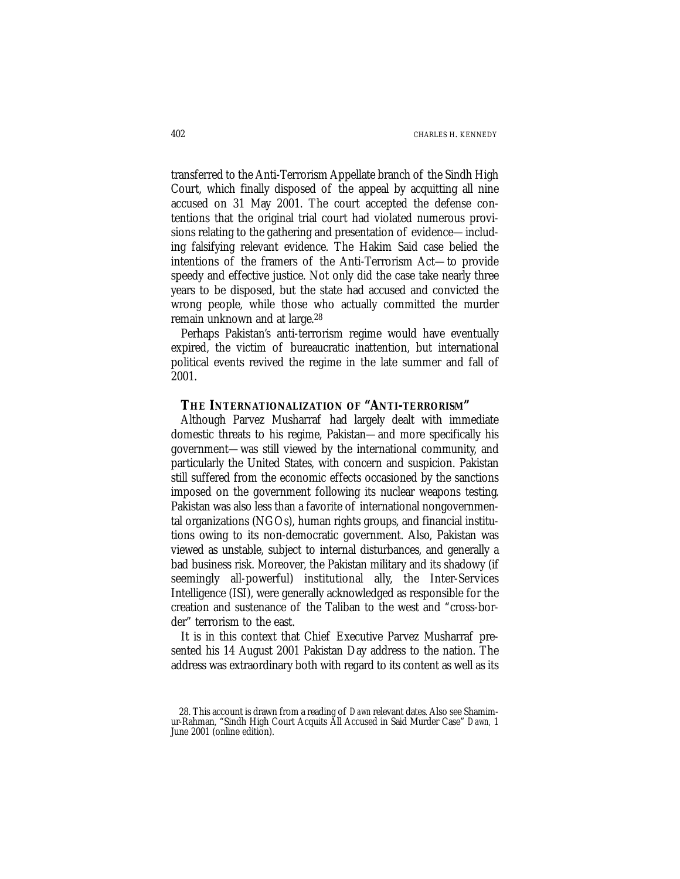transferred to the Anti-Terrorism Appellate branch of the Sindh High Court, which finally disposed of the appeal by acquitting all nine accused on 31 May 2001. The court accepted the defense contentions that the original trial court had violated numerous provisions relating to the gathering and presentation of evidence—including falsifying relevant evidence. The Hakim Said case belied the intentions of the framers of the Anti-Terrorism Act—to provide speedy and effective justice. Not only did the case take nearly three years to be disposed, but the state had accused and convicted the wrong people, while those who actually committed the murder remain unknown and at large.[28]

Perhaps Pakistan's anti-terrorism regime would have eventually expired, the victim of bureaucratic inattention, but international political events revived the regime in the late summer and fall of 2001.

## THE INTERNATIONALIZATION OF "ANTI-TERRORISM"

Although Parvez Musharraf had largely dealt with immediate domestic threats to his regime, Pakistan—and more specifically his government—was still viewed by the international community, and particularly the United States, with concern and suspicion. Pakistan still suffered from the economic effects occasioned by the sanctions imposed on the government following its nuclear weapons testing. Pakistan was also less than a favorite of international nongovernmental organizations (NGOs), human rights groups, and financial institutions owing to its non-democratic government. Also, Pakistan was viewed as unstable, subject to internal disturbances, and generally a bad business risk. Moreover, the Pakistan military and its shadowy (if seemingly all-powerful) institutional ally, the Inter-Services Intelligence (ISI), were generally acknowledged as responsible for the creation and sustenance of the Taliban to the west and "cross-border" terrorism to the east.

It is in this context that Chief Executive Parvez Musharraf presented his 14 August 2001 Pakistan Day address to the nation. The address was extraordinary both with regard to its content as well as its

28. This account is drawn from a reading of *Dawn* relevant dates. Also see Shamim-ur-Rahman, "Sindh High Court Acquits All Accused in Said Murder Case" *Dawn,* 1 June 2001 (online edition).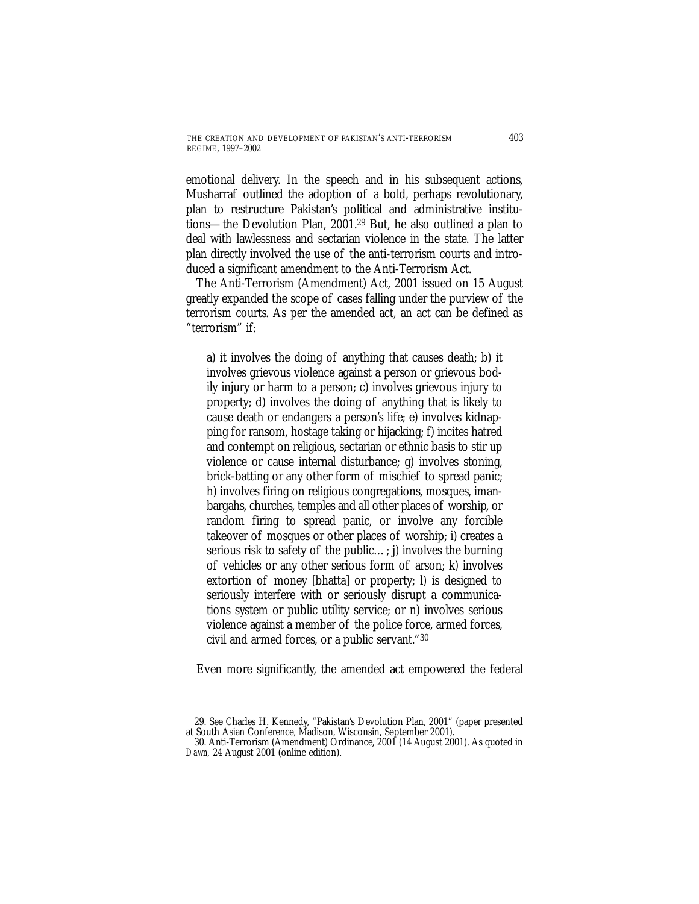emotional delivery. In the speech and in his subsequent actions, Musharraf outlined the adoption of a bold, perhaps revolutionary, plan to restructure Pakistan's political and administrative institutions—the Devolution Plan, 2001.[29] But, he also outlined a plan to deal with lawlessness and sectarian violence in the state. The latter plan directly involved the use of the anti-terrorism courts and introduced a significant amendment to the Anti-Terrorism Act.

The Anti-Terrorism (Amendment) Act, 2001 issued on 15 August greatly expanded the scope of cases falling under the purview of the terrorism courts. As per the amended act, an act can be defined as "terrorism" if:

> a) it involves the doing of anything that causes death; b) it involves grievous violence against a person or grievous bodily injury or harm to a person; c) involves grievous injury to property; d) involves the doing of anything that is likely to cause death or endangers a person's life; e) involves kidnapping for ransom, hostage taking or hijacking; f) incites hatred and contempt on religious, sectarian or ethnic basis to stir up violence or cause internal disturbance; g) involves stoning, brick-batting or any other form of mischief to spread panic; h) involves firing on religious congregations, mosques, imanbargahs, churches, temples and all other places of worship, or random firing to spread panic, or involve any forcible takeover of mosques or other places of worship; i) creates a serious risk to safety of the public…; j) involves the burning of vehicles or any other serious form of arson; k) involves extortion of money [bhatta] or property; l) is designed to seriously interfere with or seriously disrupt a communications system or public utility service; or n) involves serious violence against a member of the police force, armed forces, civil and armed forces, or a public servant."[30]

Even more significantly, the amended act empowered the federal

29. See Charles H. Kennedy, "Pakistan's Devolution Plan, 2001" (paper presented at South Asian Conference, Madison, Wisconsin, September 2001).

30. Anti-Terrorism (Amendment) Ordinance, 2001 (14 August 2001). As quoted in *Dawn,* 24 August 2001 (online edition).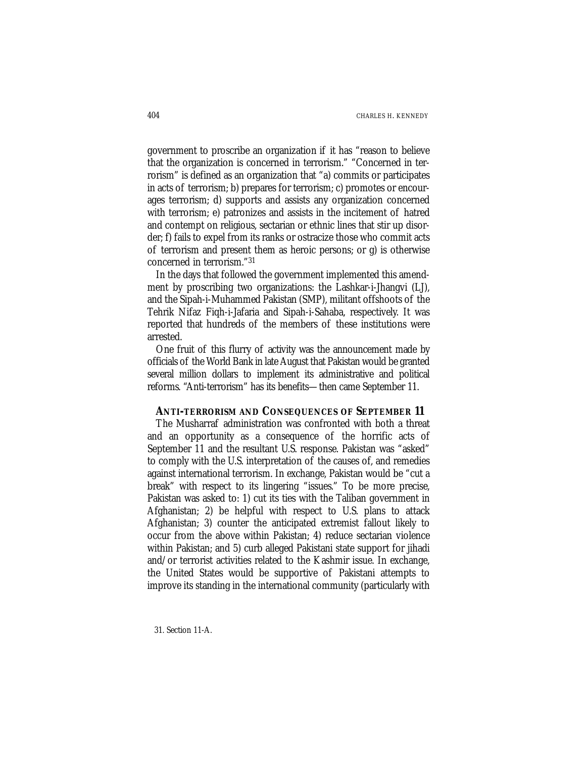government to proscribe an organization if it has "reason to believe that the organization is concerned in terrorism." "Concerned in terrorism" is defined as an organization that "a) commits or participates in acts of terrorism; b) prepares for terrorism; c) promotes or encourages terrorism; d) supports and assists any organization concerned with terrorism; e) patronizes and assists in the incitement of hatred and contempt on religious, sectarian or ethnic lines that stir up disorder; f) fails to expel from its ranks or ostracize those who commit acts of terrorism and present them as heroic persons; or g) is otherwise concerned in terrorism."[31]

In the days that followed the government implemented this amendment by proscribing two organizations: the Lashkar-i-Jhangvi (LJ), and the Sipah-i-Muhammed Pakistan (SMP), militant offshoots of the Tehrik Nifaz Fiqh-i-Jafaria and Sipah-i-Sahaba, respectively. It was reported that hundreds of the members of these institutions were arrested.

One fruit of this flurry of activity was the announcement made by officials of the World Bank in late August that Pakistan would be granted several million dollars to implement its administrative and political reforms. "Anti-terrorism" has its benefits—then came September 11.

## ANTI-TERRORISM AND CONSEQUENCES OF SEPTEMBER 11

The Musharraf administration was confronted with both a threat and an opportunity as a consequence of the horrific acts of September 11 and the resultant U.S. response. Pakistan was "asked" to comply with the U.S. interpretation of the causes of, and remedies against international terrorism. In exchange, Pakistan would be "cut a break" with respect to its lingering "issues." To be more precise, Pakistan was asked to: 1) cut its ties with the Taliban government in Afghanistan; 2) be helpful with respect to U.S. plans to attack Afghanistan; 3) counter the anticipated extremist fallout likely to occur from the above within Pakistan; 4) reduce sectarian violence within Pakistan; and 5) curb alleged Pakistani state support for jihadi and/or terrorist activities related to the Kashmir issue. In exchange, the United States would be supportive of Pakistani attempts to improve its standing in the international community (particularly with

31. Section 11-A.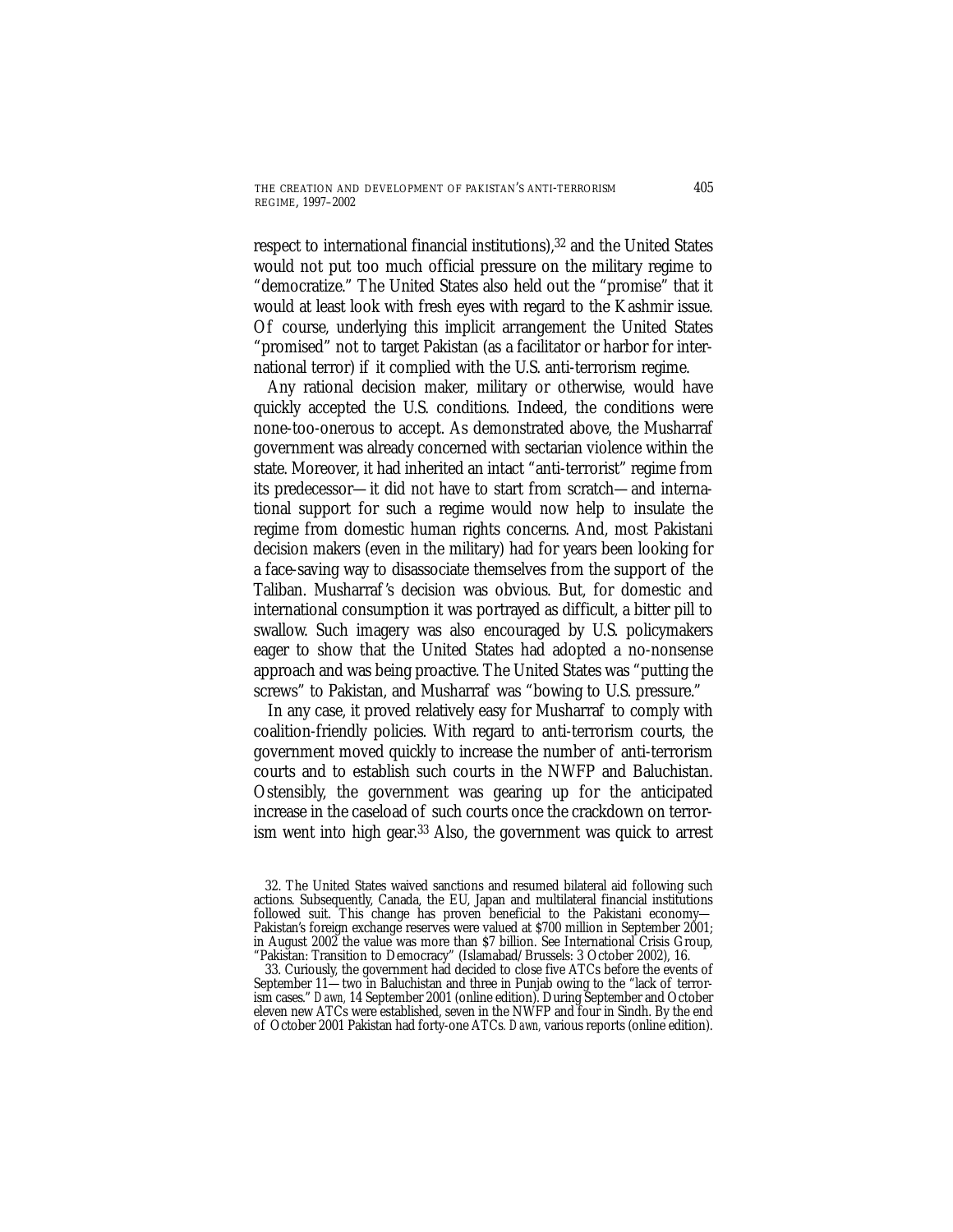respect to international financial institutions),[32] and the United States would not put too much official pressure on the military regime to "democratize." The United States also held out the "promise" that it would at least look with fresh eyes with regard to the Kashmir issue. Of course, underlying this implicit arrangement the United States "promised" not to target Pakistan (as a facilitator or harbor for international terror) if it complied with the U.S. anti-terrorism regime.

Any rational decision maker, military or otherwise, would have quickly accepted the U.S. conditions. Indeed, the conditions were none-too-onerous to accept. As demonstrated above, the Musharraf government was already concerned with sectarian violence within the state. Moreover, it had inherited an intact "anti-terrorist" regime from its predecessor—it did not have to start from scratch—and international support for such a regime would now help to insulate the regime from domestic human rights concerns. And, most Pakistani decision makers (even in the military) had for years been looking for a face-saving way to disassociate themselves from the support of the Taliban. Musharraf's decision was obvious. But, for domestic and international consumption it was portrayed as difficult, a bitter pill to swallow. Such imagery was also encouraged by U.S. policymakers eager to show that the United States had adopted a no-nonsense approach and was being proactive. The United States was "putting the screws" to Pakistan, and Musharraf was "bowing to U.S. pressure."

In any case, it proved relatively easy for Musharraf to comply with coalition-friendly policies. With regard to anti-terrorism courts, the government moved quickly to increase the number of anti-terrorism courts and to establish such courts in the NWFP and Baluchistan. Ostensibly, the government was gearing up for the anticipated increase in the caseload of such courts once the crackdown on terrorism went into high gear.[33] Also, the government was quick to arrest

32. The United States waived sanctions and resumed bilateral aid following such actions. Subsequently, Canada, the EU, Japan and multilateral financial institutions followed suit. This change has proven beneficial to the Pakistani economy—Pakistan's foreign exchange reserves were valued at $700 million in September 2001; in August 2002 the value was more than $7 billion. See International Crisis Group, "Pakistan: Transition to Democracy" (Islamabad/Brussels: 3 October 2002), 16.

33. Curiously, the government had decided to close five ATCs before the events of September 11—two in Baluchistan and three in Punjab owing to the "lack of terrorism cases." *Dawn*, 14 September 2001 (online edition). During September and October eleven new ATCs were established, seven in the NWFP and four in Sindh. By the end of October 2001 Pakistan had forty-one ATCs. *Dawn*, various reports (online edition).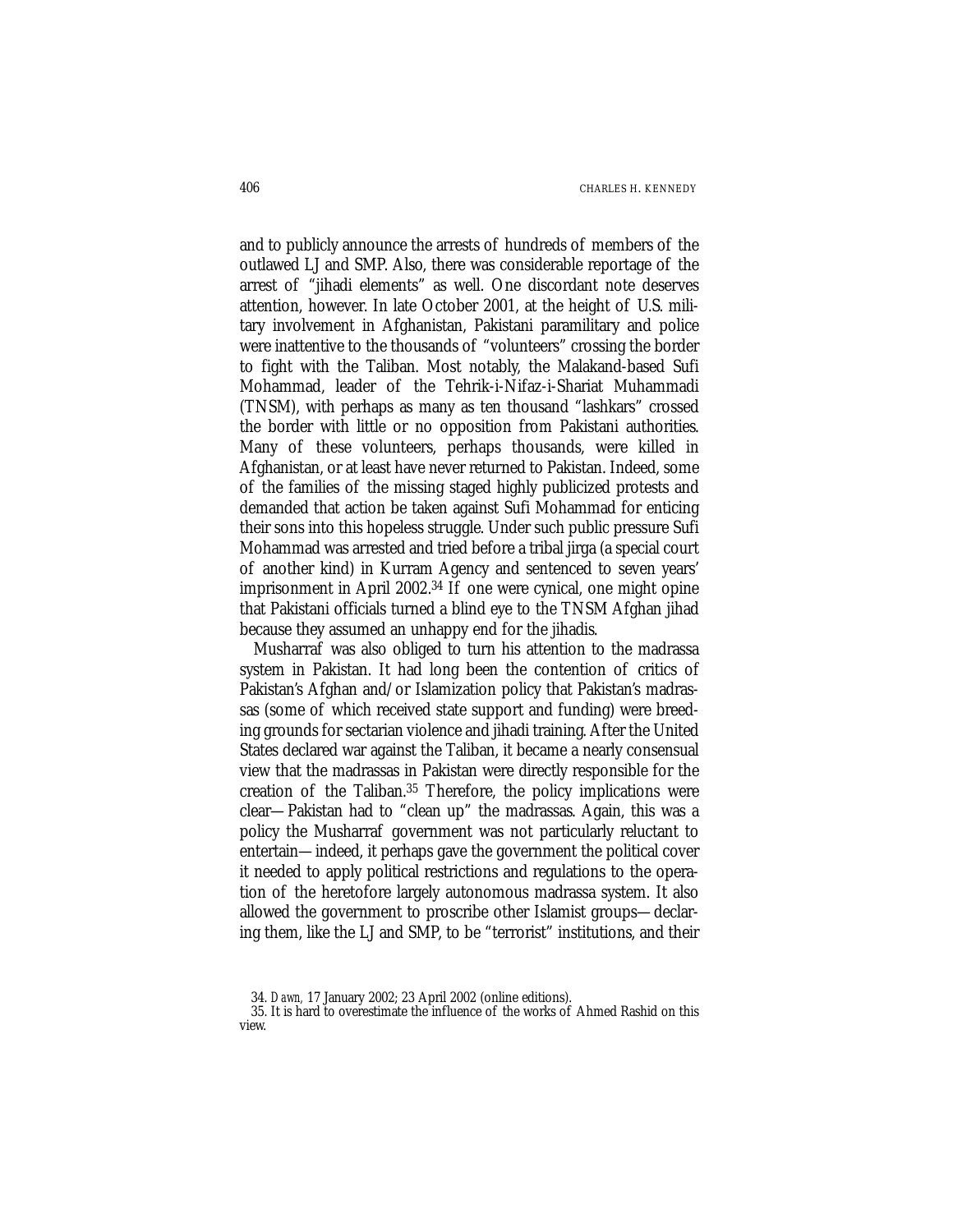and to publicly announce the arrests of hundreds of members of the outlawed LJ and SMP. Also, there was considerable reportage of the arrest of "jihadi elements" as well. One discordant note deserves attention, however. In late October 2001, at the height of U.S. military involvement in Afghanistan, Pakistani paramilitary and police were inattentive to the thousands of "volunteers" crossing the border to fight with the Taliban. Most notably, the Malakand-based Sufi Mohammad, leader of the Tehrik-i-Nifaz-i-Shariat Muhammadi (TNSM), with perhaps as many as ten thousand "lashkars" crossed the border with little or no opposition from Pakistani authorities. Many of these volunteers, perhaps thousands, were killed in Afghanistan, or at least have never returned to Pakistan. Indeed, some of the families of the missing staged highly publicized protests and demanded that action be taken against Sufi Mohammad for enticing their sons into this hopeless struggle. Under such public pressure Sufi Mohammad was arrested and tried before a tribal jirga (a special court of another kind) in Kurram Agency and sentenced to seven years' imprisonment in April 2002.[34] If one were cynical, one might opine that Pakistani officials turned a blind eye to the TNSM Afghan jihad because they assumed an unhappy end for the jihadis.

Musharraf was also obliged to turn his attention to the madrassa system in Pakistan. It had long been the contention of critics of Pakistan's Afghan and/or Islamization policy that Pakistan's madrassas (some of which received state support and funding) were breeding grounds for sectarian violence and jihadi training. After the United States declared war against the Taliban, it became a nearly consensual view that the madrassas in Pakistan were directly responsible for the creation of the Taliban.[35] Therefore, the policy implications were clear—Pakistan had to "clean up" the madrassas. Again, this was a policy the Musharraf government was not particularly reluctant to entertain—indeed, it perhaps gave the government the political cover it needed to apply political restrictions and regulations to the operation of the heretofore largely autonomous madrassa system. It also allowed the government to proscribe other Islamist groups—declaring them, like the LJ and SMP, to be "terrorist" institutions, and their

34. *Dawn,* 17 January 2002; 23 April 2002 (online editions).

35. It is hard to overestimate the influence of the works of Ahmed Rashid on this view.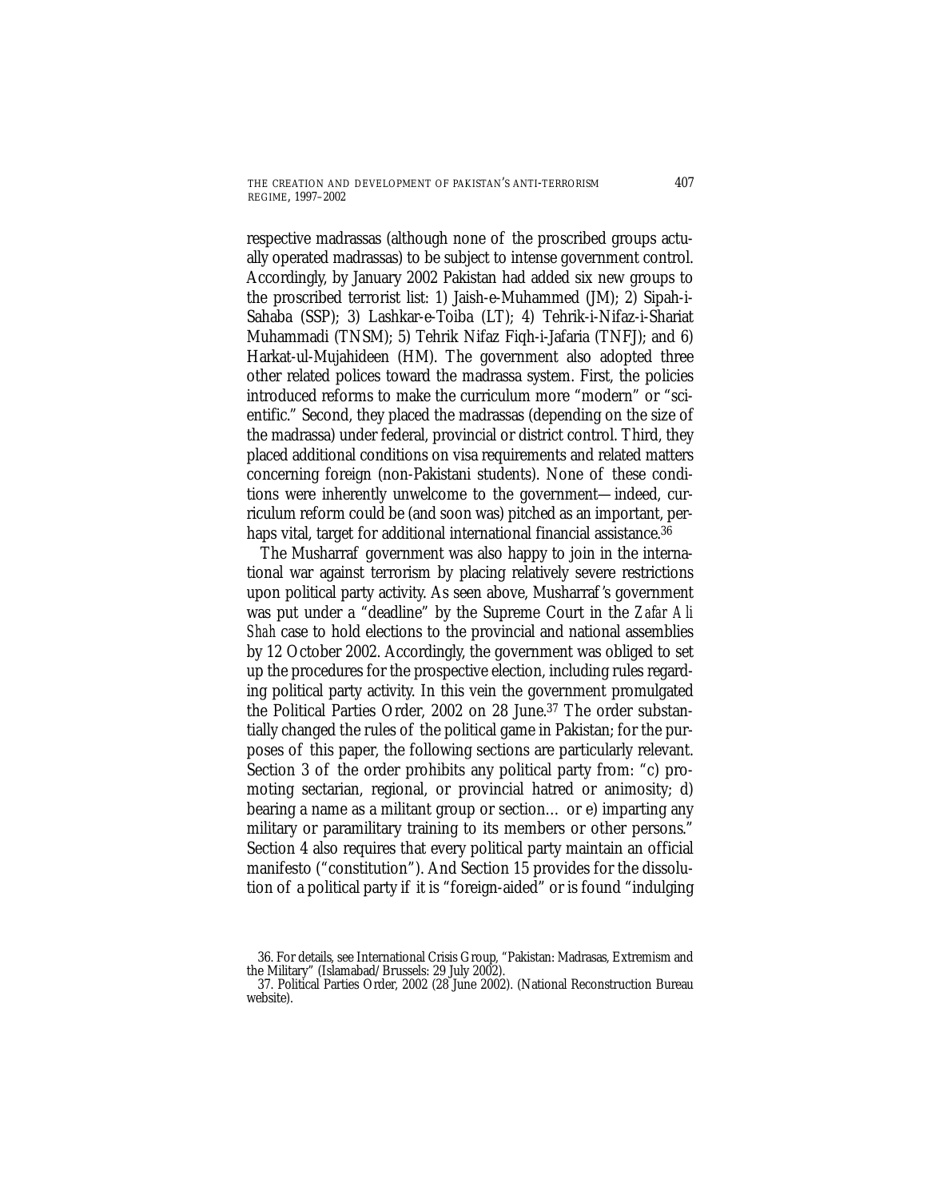respective madrassas (although none of the proscribed groups actually operated madrassas) to be subject to intense government control. Accordingly, by January 2002 Pakistan had added six new groups to the proscribed terrorist list: 1) Jaish-e-Muhammed (JM); 2) Sipah-i-Sahaba (SSP); 3) Lashkar-e-Toiba (LT); 4) Tehrik-i-Nifaz-i-Shariat Muhammadi (TNSM); 5) Tehrik Nifaz Fiqh-i-Jafaria (TNFJ); and 6) Harkat-ul-Mujahideen (HM). The government also adopted three other related polices toward the madrassa system. First, the policies introduced reforms to make the curriculum more "modern" or "scientific." Second, they placed the madrassas (depending on the size of the madrassa) under federal, provincial or district control. Third, they placed additional conditions on visa requirements and related matters concerning foreign (non-Pakistani students). None of these conditions were inherently unwelcome to the government—indeed, curriculum reform could be (and soon was) pitched as an important, perhaps vital, target for additional international financial assistance.[36]

The Musharraf government was also happy to join in the international war against terrorism by placing relatively severe restrictions upon political party activity. As seen above, Musharraf's government was put under a "deadline" by the Supreme Court in the *Zafar Ali Shah* case to hold elections to the provincial and national assemblies by 12 October 2002. Accordingly, the government was obliged to set up the procedures for the prospective election, including rules regarding political party activity. In this vein the government promulgated the Political Parties Order, 2002 on 28 June.[37] The order substantially changed the rules of the political game in Pakistan; for the purposes of this paper, the following sections are particularly relevant. Section 3 of the order prohibits any political party from: "c) promoting sectarian, regional, or provincial hatred or animosity; d) bearing a name as a militant group or section… or e) imparting any military or paramilitary training to its members or other persons." Section 4 also requires that every political party maintain an official manifesto ("constitution"). And Section 15 provides for the dissolution of a political party if it is "foreign-aided" or is found "indulging

36. For details, see International Crisis Group, "Pakistan: Madrasas, Extremism and the Military" (Islamabad/Brussels: 29 July 2002).

37. Political Parties Order, 2002 (28 June 2002). (National Reconstruction Bureau website).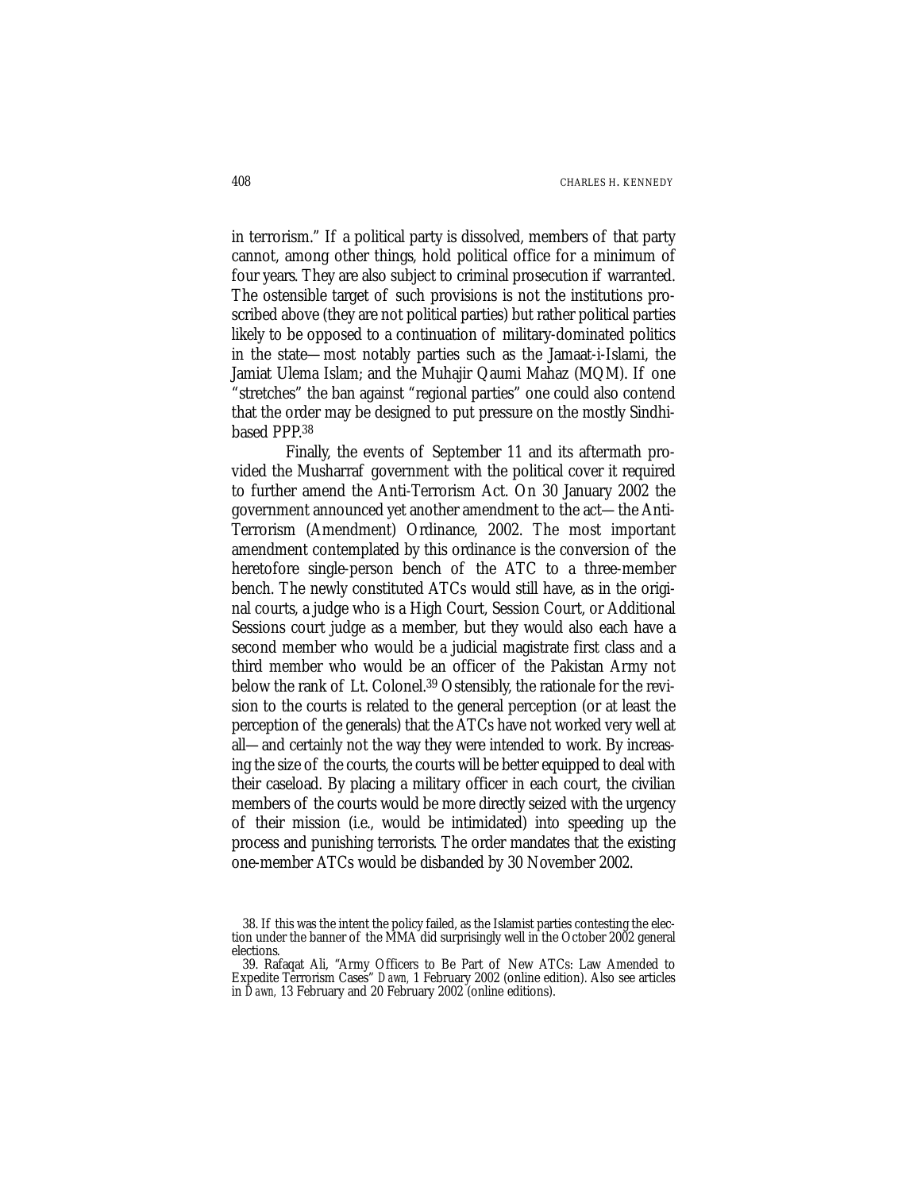in terrorism." If a political party is dissolved, members of that party cannot, among other things, hold political office for a minimum of four years. They are also subject to criminal prosecution if warranted. The ostensible target of such provisions is not the institutions proscribed above (they are not political parties) but rather political parties likely to be opposed to a continuation of military-dominated politics in the state—most notably parties such as the Jamaat-i-Islami, the Jamiat Ulema Islam; and the Muhajir Qaumi Mahaz (MQM). If one "stretches" the ban against "regional parties" one could also contend that the order may be designed to put pressure on the mostly Sindhi-based PPP.[38]

Finally, the events of September 11 and its aftermath provided the Musharraf government with the political cover it required to further amend the Anti-Terrorism Act. On 30 January 2002 the government announced yet another amendment to the act—the Anti-Terrorism (Amendment) Ordinance, 2002. The most important amendment contemplated by this ordinance is the conversion of the heretofore single-person bench of the ATC to a three-member bench. The newly constituted ATCs would still have, as in the original courts, a judge who is a High Court, Session Court, or Additional Sessions court judge as a member, but they would also each have a second member who would be a judicial magistrate first class and a third member who would be an officer of the Pakistan Army not below the rank of Lt. Colonel.[39] Ostensibly, the rationale for the revision to the courts is related to the general perception (or at least the perception of the generals) that the ATCs have not worked very well at all—and certainly not the way they were intended to work. By increasing the size of the courts, the courts will be better equipped to deal with their caseload. By placing a military officer in each court, the civilian members of the courts would be more directly seized with the urgency of their mission (i.e., would be intimidated) into speeding up the process and punishing terrorists. The order mandates that the existing one-member ATCs would be disbanded by 30 November 2002.

38. If this was the intent the policy failed, as the Islamist parties contesting the election under the banner of the MMA did surprisingly well in the October 2002 general elections.

39. Rafaqat Ali, "Army Officers to Be Part of New ATCs: Law Amended to Expedite Terrorism Cases" *Dawn,* 1 February 2002 (online edition). Also see articles in *Dawn,* 13 February and 20 February 2002 (online editions).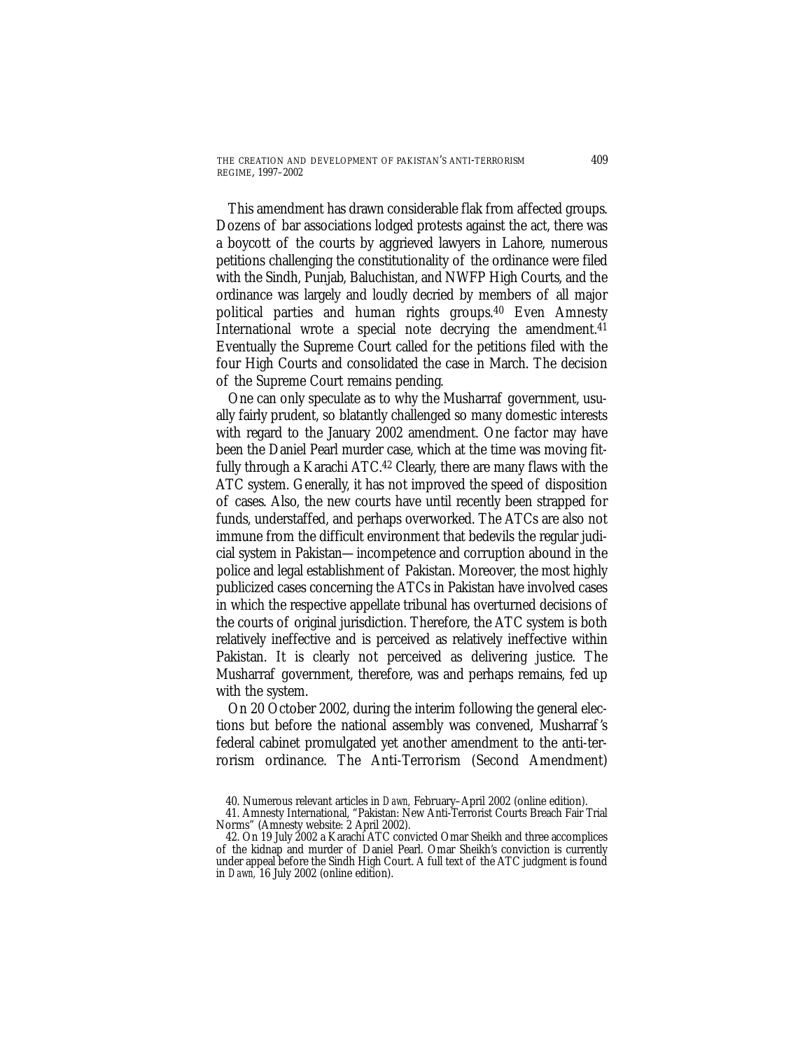This amendment has drawn considerable flak from affected groups. Dozens of bar associations lodged protests against the act, there was a boycott of the courts by aggrieved lawyers in Lahore, numerous petitions challenging the constitutionality of the ordinance were filed with the Sindh, Punjab, Baluchistan, and NWFP High Courts, and the ordinance was largely and loudly decried by members of all major political parties and human rights groups.[40] Even Amnesty International wrote a special note decrying the amendment.[41] Eventually the Supreme Court called for the petitions filed with the four High Courts and consolidated the case in March. The decision of the Supreme Court remains pending.

One can only speculate as to why the Musharraf government, usually fairly prudent, so blatantly challenged so many domestic interests with regard to the January 2002 amendment. One factor may have been the Daniel Pearl murder case, which at the time was moving fitfully through a Karachi ATC.[42] Clearly, there are many flaws with the ATC system. Generally, it has not improved the speed of disposition of cases. Also, the new courts have until recently been strapped for funds, understaffed, and perhaps overworked. The ATCs are also not immune from the difficult environment that bedevils the regular judicial system in Pakistan—incompetence and corruption abound in the police and legal establishment of Pakistan. Moreover, the most highly publicized cases concerning the ATCs in Pakistan have involved cases in which the respective appellate tribunal has overturned decisions of the courts of original jurisdiction. Therefore, the ATC system is both relatively ineffective and is perceived as relatively ineffective within Pakistan. It is clearly not perceived as delivering justice. The Musharraf government, therefore, was and perhaps remains, fed up with the system.

On 20 October 2002, during the interim following the general elections but before the national assembly was convened, Musharraf's federal cabinet promulgated yet another amendment to the anti-terrorism ordinance. The Anti-Terrorism (Second Amendment)

40. Numerous relevant articles in *Dawn,* February–April 2002 (online edition).

41. Amnesty International, "Pakistan: New Anti-Terrorist Courts Breach Fair Trial Norms" (Amnesty website: 2 April 2002).

42. On 19 July 2002 a Karachi ATC convicted Omar Sheikh and three accomplices of the kidnap and murder of Daniel Pearl. Omar Sheikh's conviction is currently under appeal before the Sindh High Court. A full text of the ATC judgment is found in *Dawn,* 16 July 2002 (online edition).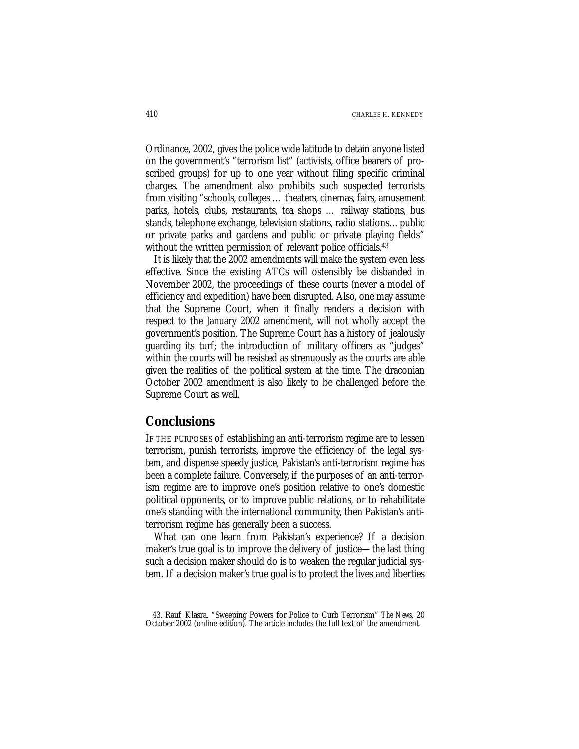Ordinance, 2002, gives the police wide latitude to detain anyone listed on the government's "terrorism list" (activists, office bearers of proscribed groups) for up to one year without filing specific criminal charges. The amendment also prohibits such suspected terrorists from visiting "schools, colleges … theaters, cinemas, fairs, amusement parks, hotels, clubs, restaurants, tea shops … railway stations, bus stands, telephone exchange, television stations, radio stations… public or private parks and gardens and public or private playing fields" without the written permission of relevant police officials.[43]

It is likely that the 2002 amendments will make the system even less effective. Since the existing ATCs will ostensibly be disbanded in November 2002, the proceedings of these courts (never a model of efficiency and expedition) have been disrupted. Also, one may assume that the Supreme Court, when it finally renders a decision with respect to the January 2002 amendment, will not wholly accept the government's position. The Supreme Court has a history of jealously guarding its turf; the introduction of military officers as "judges" within the courts will be resisted as strenuously as the courts are able given the realities of the political system at the time. The draconian October 2002 amendment is also likely to be challenged before the Supreme Court as well.

## Conclusions

If the purposes of establishing an anti-terrorism regime are to lessen terrorism, punish terrorists, improve the efficiency of the legal system, and dispense speedy justice, Pakistan's anti-terrorism regime has been a complete failure. Conversely, if the purposes of an anti-terrorism regime are to improve one's position relative to one's domestic political opponents, or to improve public relations, or to rehabilitate one's standing with the international community, then Pakistan's anti-terrorism regime has generally been a success.

What can one learn from Pakistan's experience? If a decision maker's true goal is to improve the delivery of justice—the last thing such a decision maker should do is to weaken the regular judicial system. If a decision maker's true goal is to protect the lives and liberties

43. Rauf Klasra, "Sweeping Powers for Police to Curb Terrorism" *The News*, 20 October 2002 (online edition). The article includes the full text of the amendment.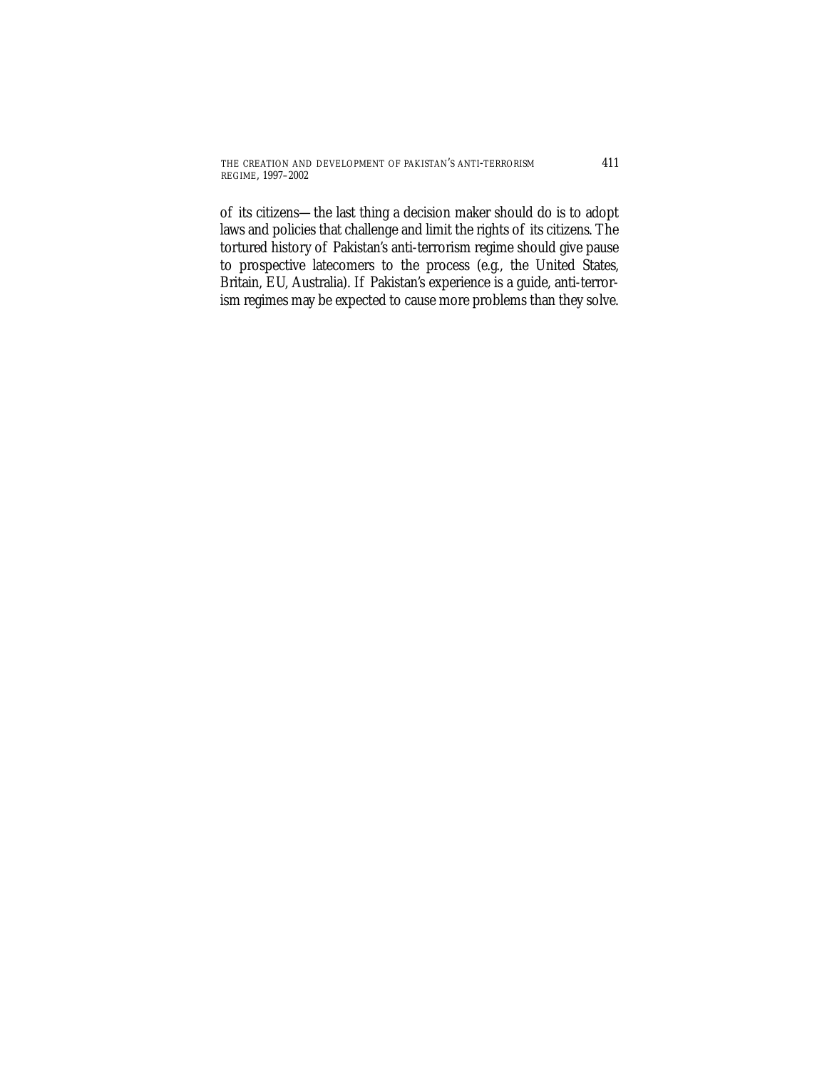of its citizens—the last thing a decision maker should do is to adopt laws and policies that challenge and limit the rights of its citizens. The tortured history of Pakistan's anti-terrorism regime should give pause to prospective latecomers to the process (e.g., the United States, Britain, EU, Australia). If Pakistan's experience is a guide, anti-terrorism regimes may be expected to cause more problems than they solve.